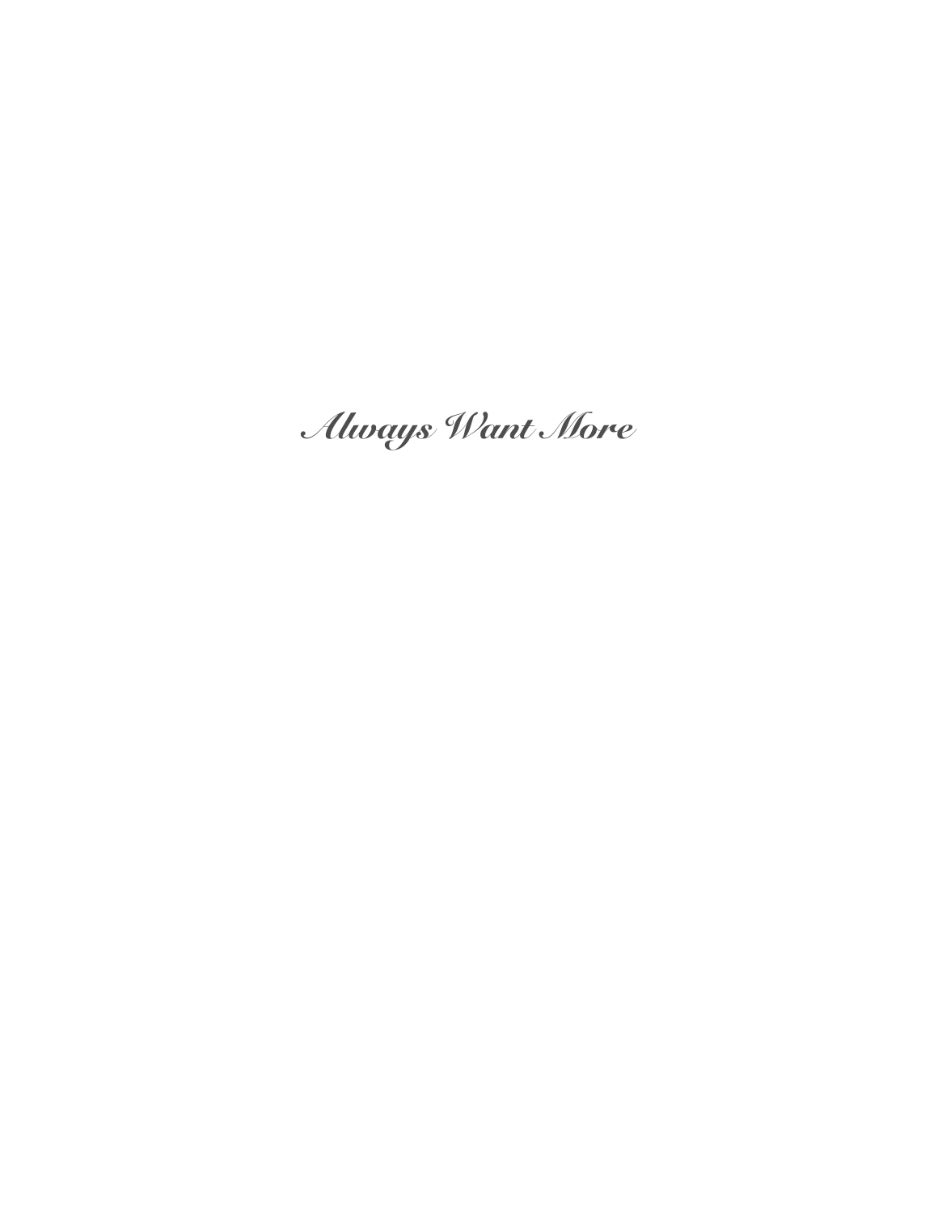# *Always Want More*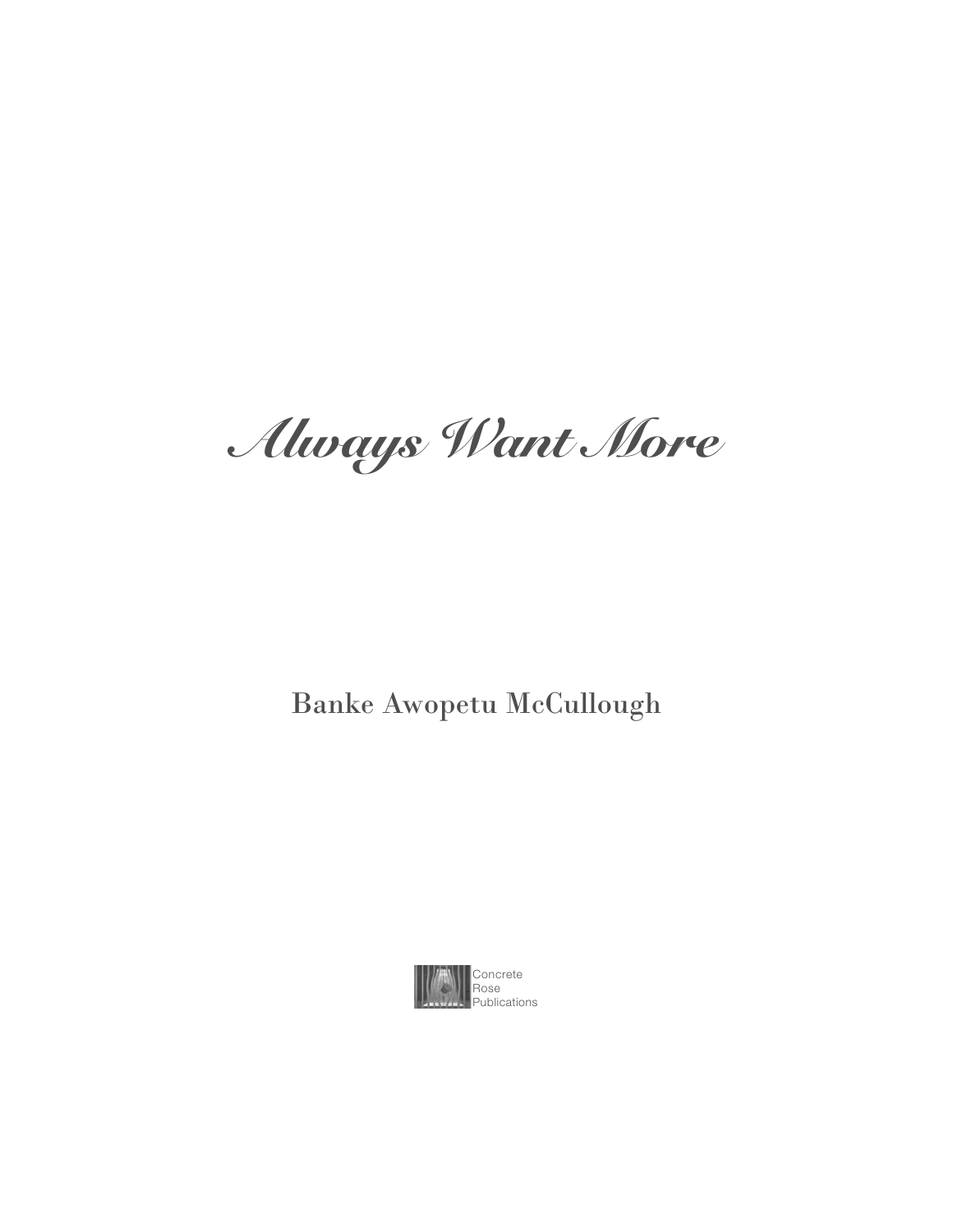# *Always Want More*

Banke Awopetu McCullough

Concrete
Rose
Publications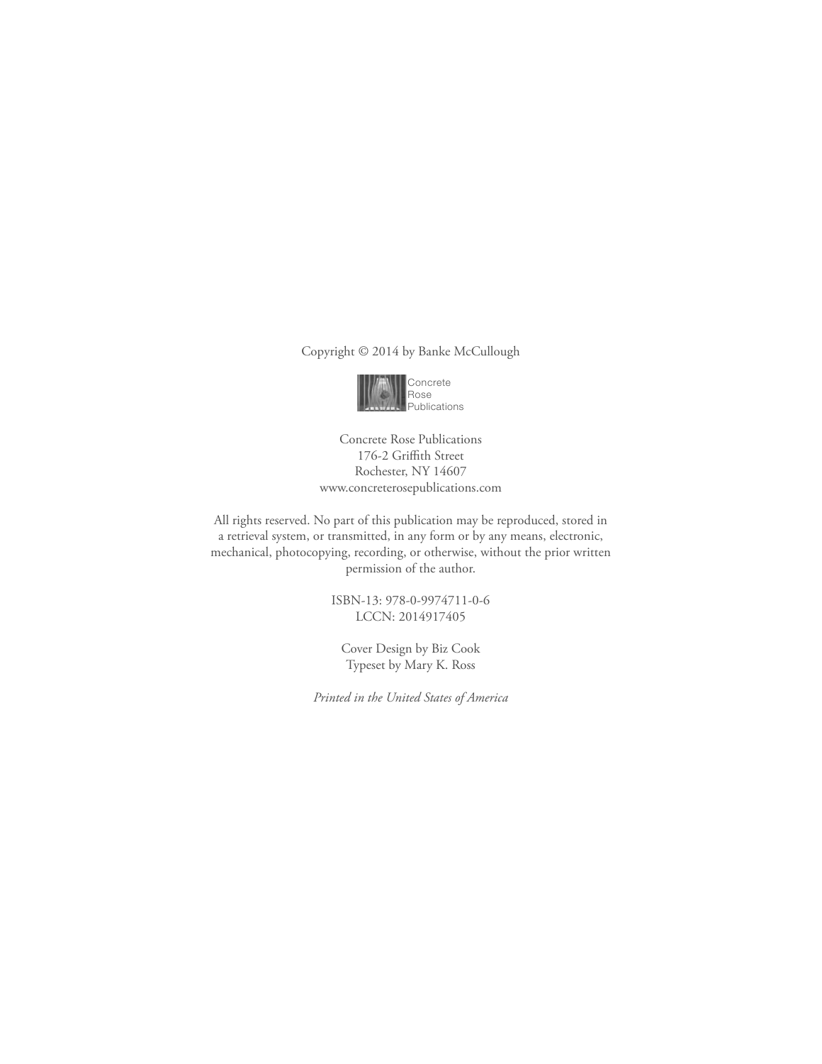Copyright © 2014 by Banke McCullough

Concrete
Rose
Publications

Concrete Rose Publications
176-2 Griffith Street
Rochester, NY 14607
www.concreterosepublications.com

All rights reserved. No part of this publication may be reproduced, stored in a retrieval system, or transmitted, in any form or by any means, electronic, mechanical, photocopying, recording, or otherwise, without the prior written permission of the author.

ISBN-13: 978-0-9974711-0-6
LCCN: 2014917405

Cover Design by Biz Cook
Typeset by Mary K. Ross

*Printed in the United States of America*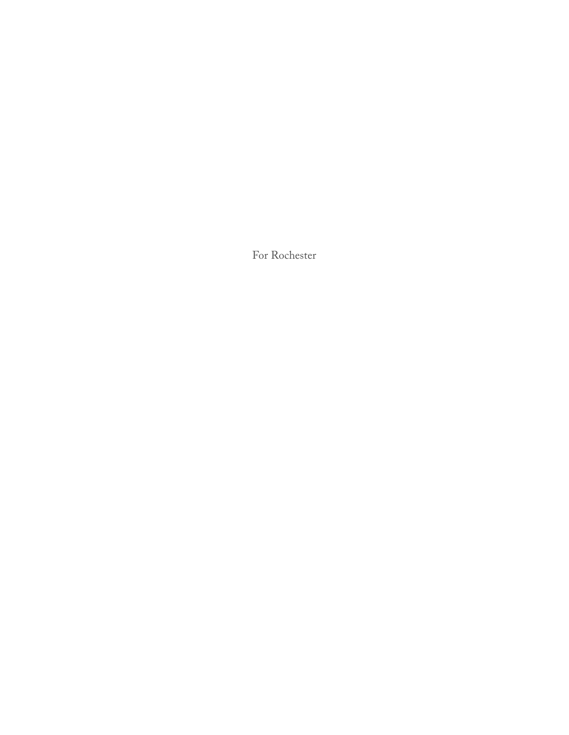For Rochester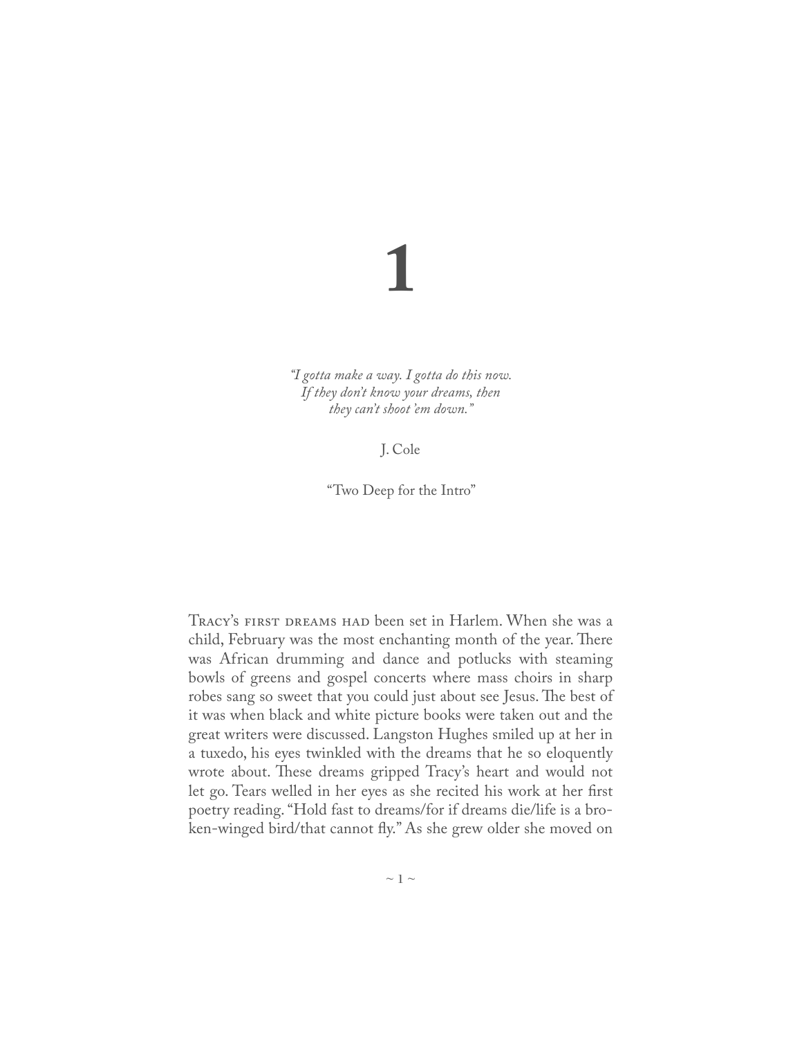# 1

*"I gotta make a way. I gotta do this now.*
*If they don't know your dreams, then*
*they can't shoot 'em down."*

J. Cole

"Two Deep for the Intro"

Tracy's first dreams had been set in Harlem. When she was a child, February was the most enchanting month of the year. There was African drumming and dance and potlucks with steaming bowls of greens and gospel concerts where mass choirs in sharp robes sang so sweet that you could just about see Jesus. The best of it was when black and white picture books were taken out and the great writers were discussed. Langston Hughes smiled up at her in a tuxedo, his eyes twinkled with the dreams that he so eloquently wrote about. These dreams gripped Tracy's heart and would not let go. Tears welled in her eyes as she recited his work at her first poetry reading. "Hold fast to dreams/for if dreams die/life is a broken-winged bird/that cannot fly." As she grew older she moved on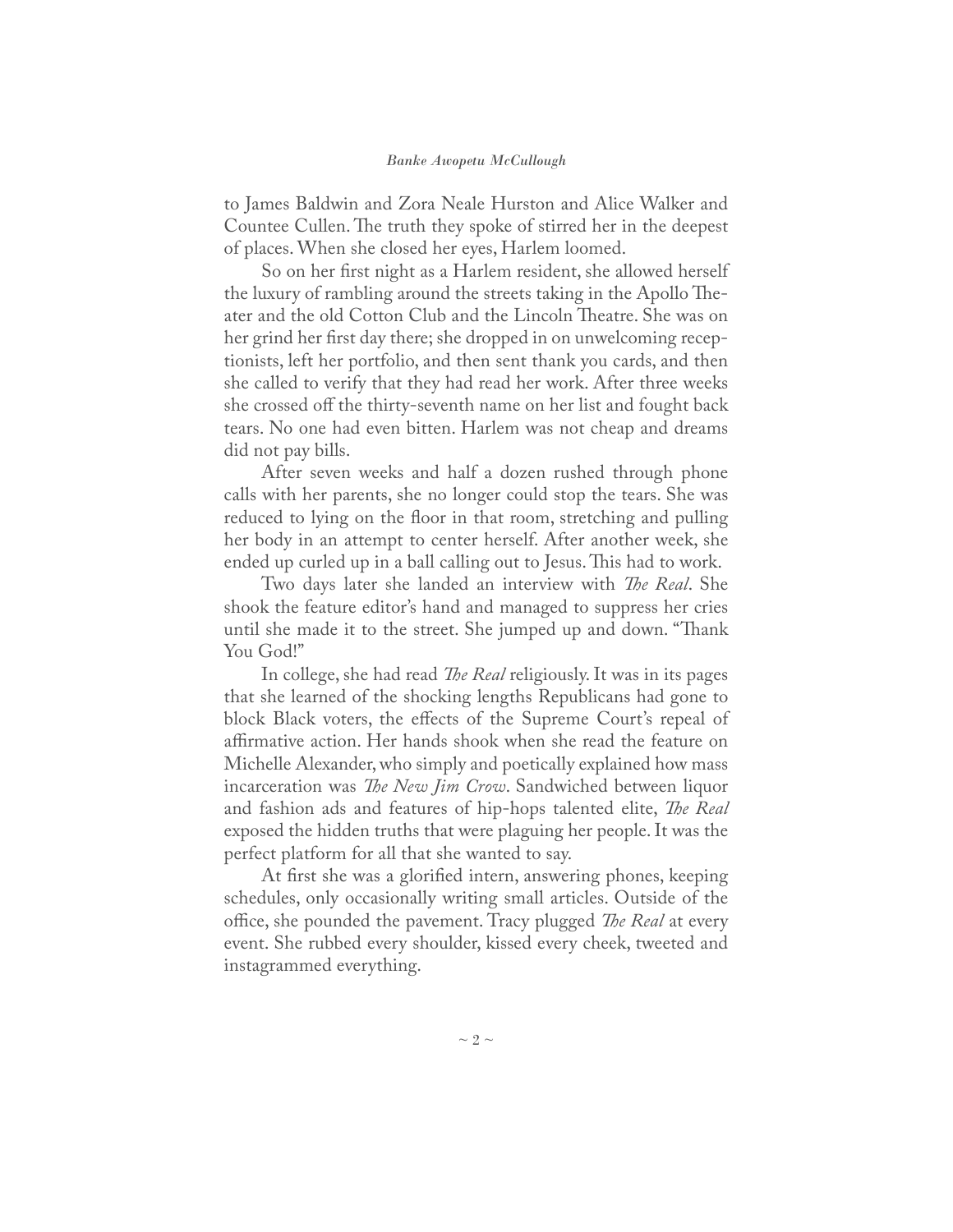to James Baldwin and Zora Neale Hurston and Alice Walker and Countee Cullen. The truth they spoke of stirred her in the deepest of places. When she closed her eyes, Harlem loomed.

So on her first night as a Harlem resident, she allowed herself the luxury of rambling around the streets taking in the Apollo Theater and the old Cotton Club and the Lincoln Theatre. She was on her grind her first day there; she dropped in on unwelcoming receptionists, left her portfolio, and then sent thank you cards, and then she called to verify that they had read her work. After three weeks she crossed off the thirty-seventh name on her list and fought back tears. No one had even bitten. Harlem was not cheap and dreams did not pay bills.

After seven weeks and half a dozen rushed through phone calls with her parents, she no longer could stop the tears. She was reduced to lying on the floor in that room, stretching and pulling her body in an attempt to center herself. After another week, she ended up curled up in a ball calling out to Jesus. This had to work.

Two days later she landed an interview with *The Real*. She shook the feature editor's hand and managed to suppress her cries until she made it to the street. She jumped up and down. "Thank You God!"

In college, she had read *The Real* religiously. It was in its pages that she learned of the shocking lengths Republicans had gone to block Black voters, the effects of the Supreme Court's repeal of affirmative action. Her hands shook when she read the feature on Michelle Alexander, who simply and poetically explained how mass incarceration was *The New Jim Crow*. Sandwiched between liquor and fashion ads and features of hip-hops talented elite, *The Real* exposed the hidden truths that were plaguing her people. It was the perfect platform for all that she wanted to say.

At first she was a glorified intern, answering phones, keeping schedules, only occasionally writing small articles. Outside of the office, she pounded the pavement. Tracy plugged *The Real* at every event. She rubbed every shoulder, kissed every cheek, tweeted and instagrammed everything.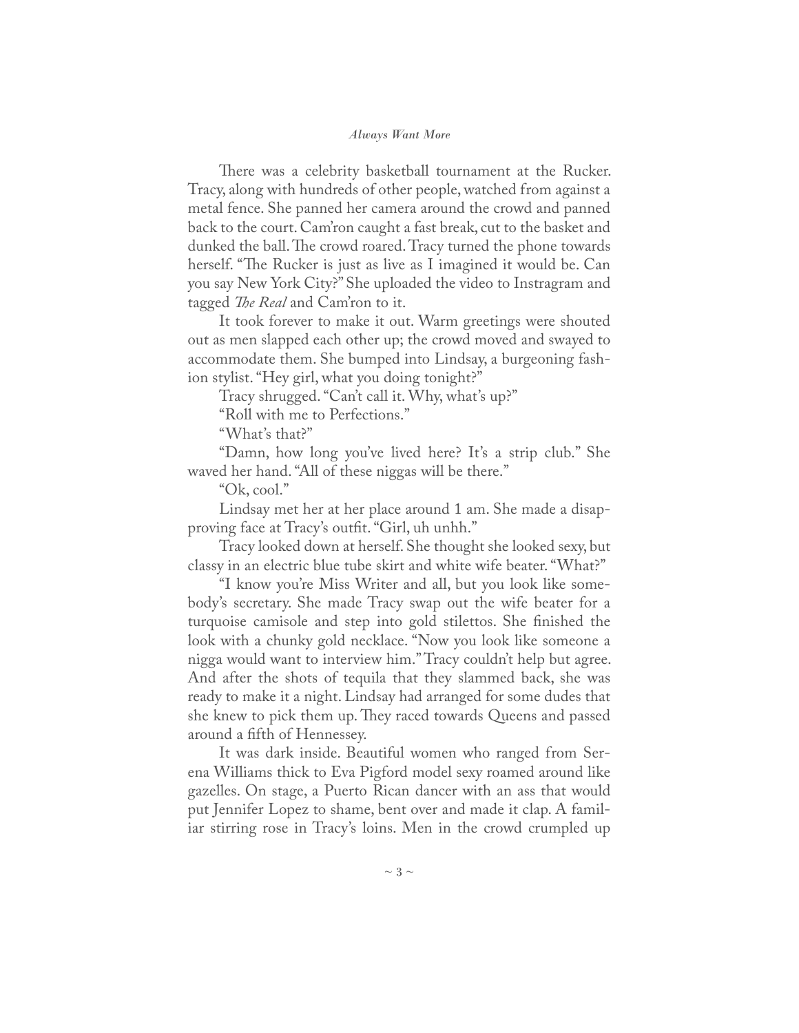There was a celebrity basketball tournament at the Rucker. Tracy, along with hundreds of other people, watched from against a metal fence. She panned her camera around the crowd and panned back to the court. Cam'ron caught a fast break, cut to the basket and dunked the ball. The crowd roared. Tracy turned the phone towards herself. "The Rucker is just as live as I imagined it would be. Can you say New York City?" She uploaded the video to Instragram and tagged *The Real* and Cam'ron to it.

It took forever to make it out. Warm greetings were shouted out as men slapped each other up; the crowd moved and swayed to accommodate them. She bumped into Lindsay, a burgeoning fashion stylist. "Hey girl, what you doing tonight?"

Tracy shrugged. "Can't call it. Why, what's up?"

"Roll with me to Perfections."

"What's that?"

"Damn, how long you've lived here? It's a strip club." She waved her hand. "All of these niggas will be there."

"Ok, cool."

Lindsay met her at her place around 1 am. She made a disapproving face at Tracy's outfit. "Girl, uh unhh."

Tracy looked down at herself. She thought she looked sexy, but classy in an electric blue tube skirt and white wife beater. "What?"

"I know you're Miss Writer and all, but you look like somebody's secretary. She made Tracy swap out the wife beater for a turquoise camisole and step into gold stilettos. She finished the look with a chunky gold necklace. "Now you look like someone a nigga would want to interview him." Tracy couldn't help but agree. And after the shots of tequila that they slammed back, she was ready to make it a night. Lindsay had arranged for some dudes that she knew to pick them up. They raced towards Queens and passed around a fifth of Hennessey.

It was dark inside. Beautiful women who ranged from Serena Williams thick to Eva Pigford model sexy roamed around like gazelles. On stage, a Puerto Rican dancer with an ass that would put Jennifer Lopez to shame, bent over and made it clap. A familiar stirring rose in Tracy's loins. Men in the crowd crumpled up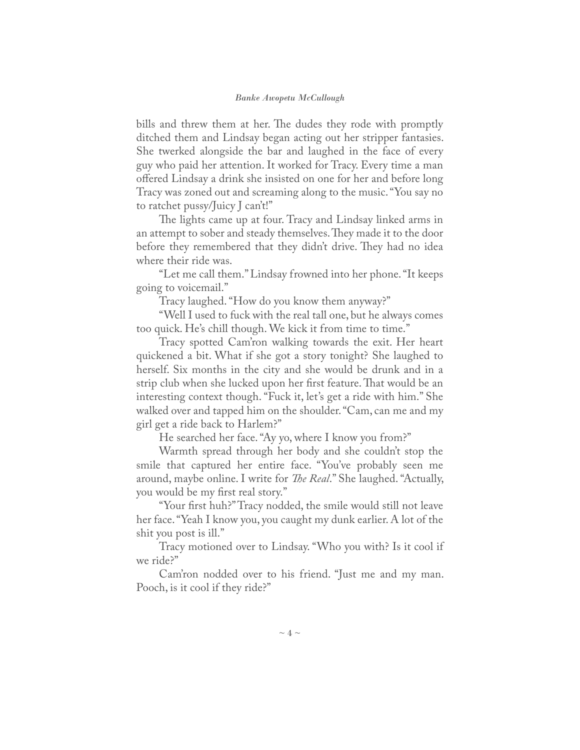bills and threw them at her. The dudes they rode with promptly ditched them and Lindsay began acting out her stripper fantasies. She twerked alongside the bar and laughed in the face of every guy who paid her attention. It worked for Tracy. Every time a man offered Lindsay a drink she insisted on one for her and before long Tracy was zoned out and screaming along to the music. "You say no to ratchet pussy/Juicy J can't!"

The lights came up at four. Tracy and Lindsay linked arms in an attempt to sober and steady themselves. They made it to the door before they remembered that they didn't drive. They had no idea where their ride was.

"Let me call them." Lindsay frowned into her phone. "It keeps going to voicemail."

Tracy laughed. "How do you know them anyway?"

"Well I used to fuck with the real tall one, but he always comes too quick. He's chill though. We kick it from time to time."

Tracy spotted Cam'ron walking towards the exit. Her heart quickened a bit. What if she got a story tonight? She laughed to herself. Six months in the city and she would be drunk and in a strip club when she lucked upon her first feature. That would be an interesting context though. "Fuck it, let's get a ride with him." She walked over and tapped him on the shoulder. "Cam, can me and my girl get a ride back to Harlem?"

He searched her face. "Ay yo, where I know you from?"

Warmth spread through her body and she couldn't stop the smile that captured her entire face. "You've probably seen me around, maybe online. I write for *The Real*." She laughed. "Actually, you would be my first real story."

"Your first huh?" Tracy nodded, the smile would still not leave her face. "Yeah I know you, you caught my dunk earlier. A lot of the shit you post is ill."

Tracy motioned over to Lindsay. "Who you with? Is it cool if we ride?"

Cam'ron nodded over to his friend. "Just me and my man. Pooch, is it cool if they ride?"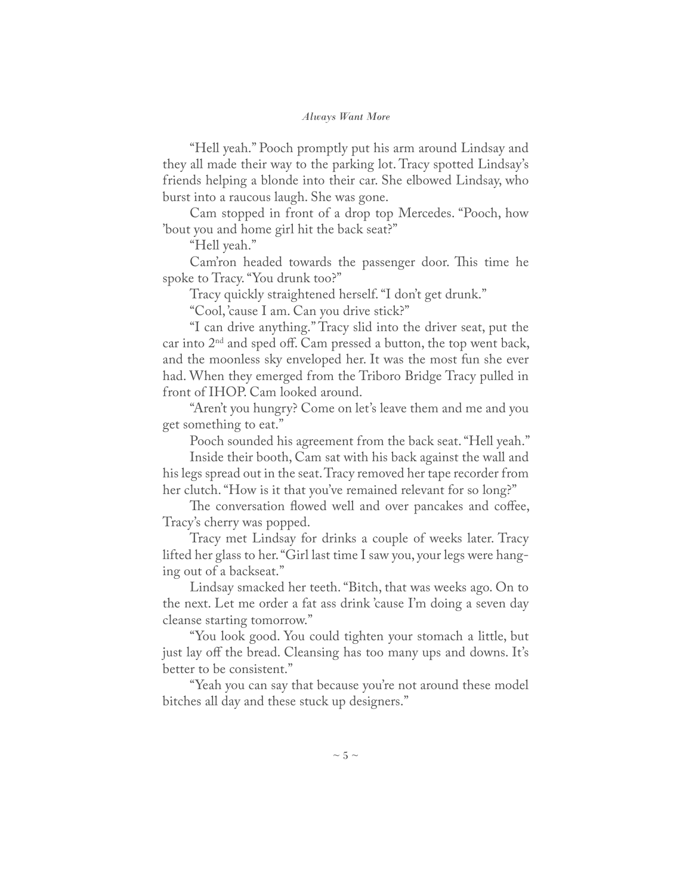"Hell yeah." Pooch promptly put his arm around Lindsay and they all made their way to the parking lot. Tracy spotted Lindsay's friends helping a blonde into their car. She elbowed Lindsay, who burst into a raucous laugh. She was gone.

Cam stopped in front of a drop top Mercedes. "Pooch, how 'bout you and home girl hit the back seat?"

"Hell yeah."

Cam'ron headed towards the passenger door. This time he spoke to Tracy. "You drunk too?"

Tracy quickly straightened herself. "I don't get drunk."

"Cool, 'cause I am. Can you drive stick?"

"I can drive anything." Tracy slid into the driver seat, put the car into 2nd and sped off. Cam pressed a button, the top went back, and the moonless sky enveloped her. It was the most fun she ever had. When they emerged from the Triboro Bridge Tracy pulled in front of IHOP. Cam looked around.

"Aren't you hungry? Come on let's leave them and me and you get something to eat."

Pooch sounded his agreement from the back seat. "Hell yeah."

Inside their booth, Cam sat with his back against the wall and his legs spread out in the seat. Tracy removed her tape recorder from her clutch. "How is it that you've remained relevant for so long?"

The conversation flowed well and over pancakes and coffee, Tracy's cherry was popped.

Tracy met Lindsay for drinks a couple of weeks later. Tracy lifted her glass to her. "Girl last time I saw you, your legs were hanging out of a backseat."

Lindsay smacked her teeth. "Bitch, that was weeks ago. On to the next. Let me order a fat ass drink 'cause I'm doing a seven day cleanse starting tomorrow."

"You look good. You could tighten your stomach a little, but just lay off the bread. Cleansing has too many ups and downs. It's better to be consistent."

"Yeah you can say that because you're not around these model bitches all day and these stuck up designers."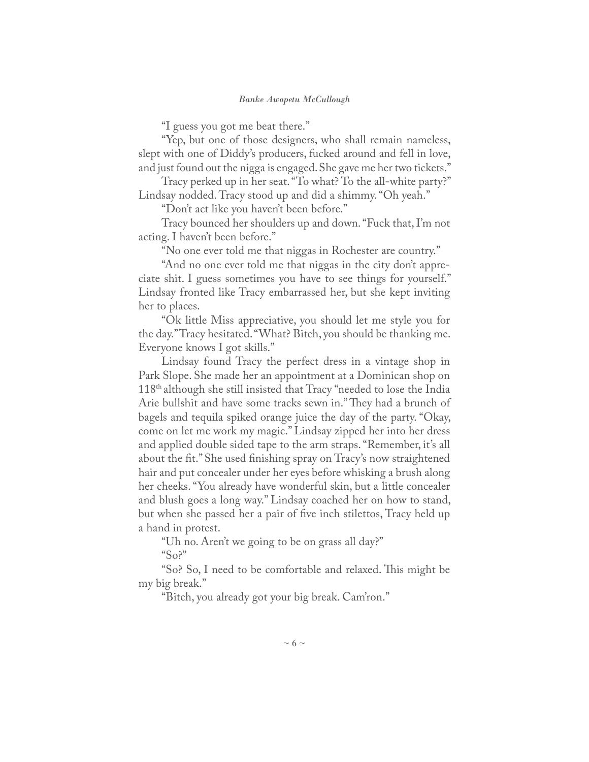"I guess you got me beat there."

"Yep, but one of those designers, who shall remain nameless, slept with one of Diddy's producers, fucked around and fell in love, and just found out the nigga is engaged. She gave me her two tickets."

Tracy perked up in her seat. "To what? To the all-white party?" Lindsay nodded. Tracy stood up and did a shimmy. "Oh yeah."

"Don't act like you haven't been before."

Tracy bounced her shoulders up and down. "Fuck that, I'm not acting. I haven't been before."

"No one ever told me that niggas in Rochester are country."

"And no one ever told me that niggas in the city don't appreciate shit. I guess sometimes you have to see things for yourself." Lindsay fronted like Tracy embarrassed her, but she kept inviting her to places.

"Ok little Miss appreciative, you should let me style you for the day." Tracy hesitated. "What? Bitch, you should be thanking me. Everyone knows I got skills."

Lindsay found Tracy the perfect dress in a vintage shop in Park Slope. She made her an appointment at a Dominican shop on 118th although she still insisted that Tracy "needed to lose the India Arie bullshit and have some tracks sewn in." They had a brunch of bagels and tequila spiked orange juice the day of the party. "Okay, come on let me work my magic." Lindsay zipped her into her dress and applied double sided tape to the arm straps. "Remember, it's all about the fit." She used finishing spray on Tracy's now straightened hair and put concealer under her eyes before whisking a brush along her cheeks. "You already have wonderful skin, but a little concealer and blush goes a long way." Lindsay coached her on how to stand, but when she passed her a pair of five inch stilettos, Tracy held up a hand in protest.

"Uh no. Aren't we going to be on grass all day?"

"So?"

"So? So, I need to be comfortable and relaxed. This might be my big break."

"Bitch, you already got your big break. Cam'ron."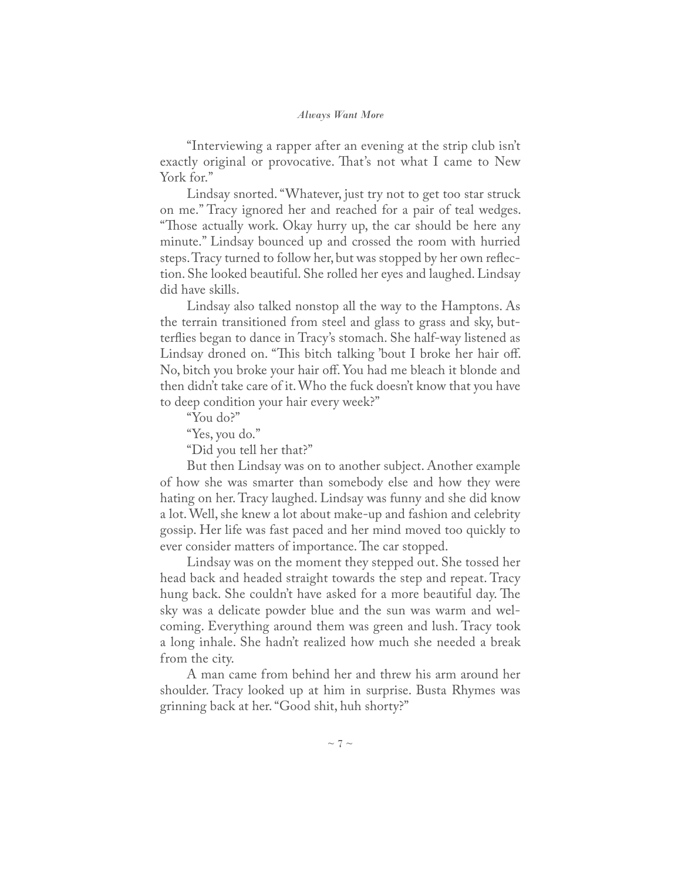"Interviewing a rapper after an evening at the strip club isn't exactly original or provocative. That's not what I came to New York for."

Lindsay snorted. "Whatever, just try not to get too star struck on me." Tracy ignored her and reached for a pair of teal wedges. "Those actually work. Okay hurry up, the car should be here any minute." Lindsay bounced up and crossed the room with hurried steps. Tracy turned to follow her, but was stopped by her own reflection. She looked beautiful. She rolled her eyes and laughed. Lindsay did have skills.

Lindsay also talked nonstop all the way to the Hamptons. As the terrain transitioned from steel and glass to grass and sky, butterflies began to dance in Tracy's stomach. She half-way listened as Lindsay droned on. "This bitch talking 'bout I broke her hair off. No, bitch you broke your hair off. You had me bleach it blonde and then didn't take care of it. Who the fuck doesn't know that you have to deep condition your hair every week?"

"You do?"

"Yes, you do."

"Did you tell her that?"

But then Lindsay was on to another subject. Another example of how she was smarter than somebody else and how they were hating on her. Tracy laughed. Lindsay was funny and she did know a lot. Well, she knew a lot about make-up and fashion and celebrity gossip. Her life was fast paced and her mind moved too quickly to ever consider matters of importance. The car stopped.

Lindsay was on the moment they stepped out. She tossed her head back and headed straight towards the step and repeat. Tracy hung back. She couldn't have asked for a more beautiful day. The sky was a delicate powder blue and the sun was warm and welcoming. Everything around them was green and lush. Tracy took a long inhale. She hadn't realized how much she needed a break from the city.

A man came from behind her and threw his arm around her shoulder. Tracy looked up at him in surprise. Busta Rhymes was grinning back at her. "Good shit, huh shorty?"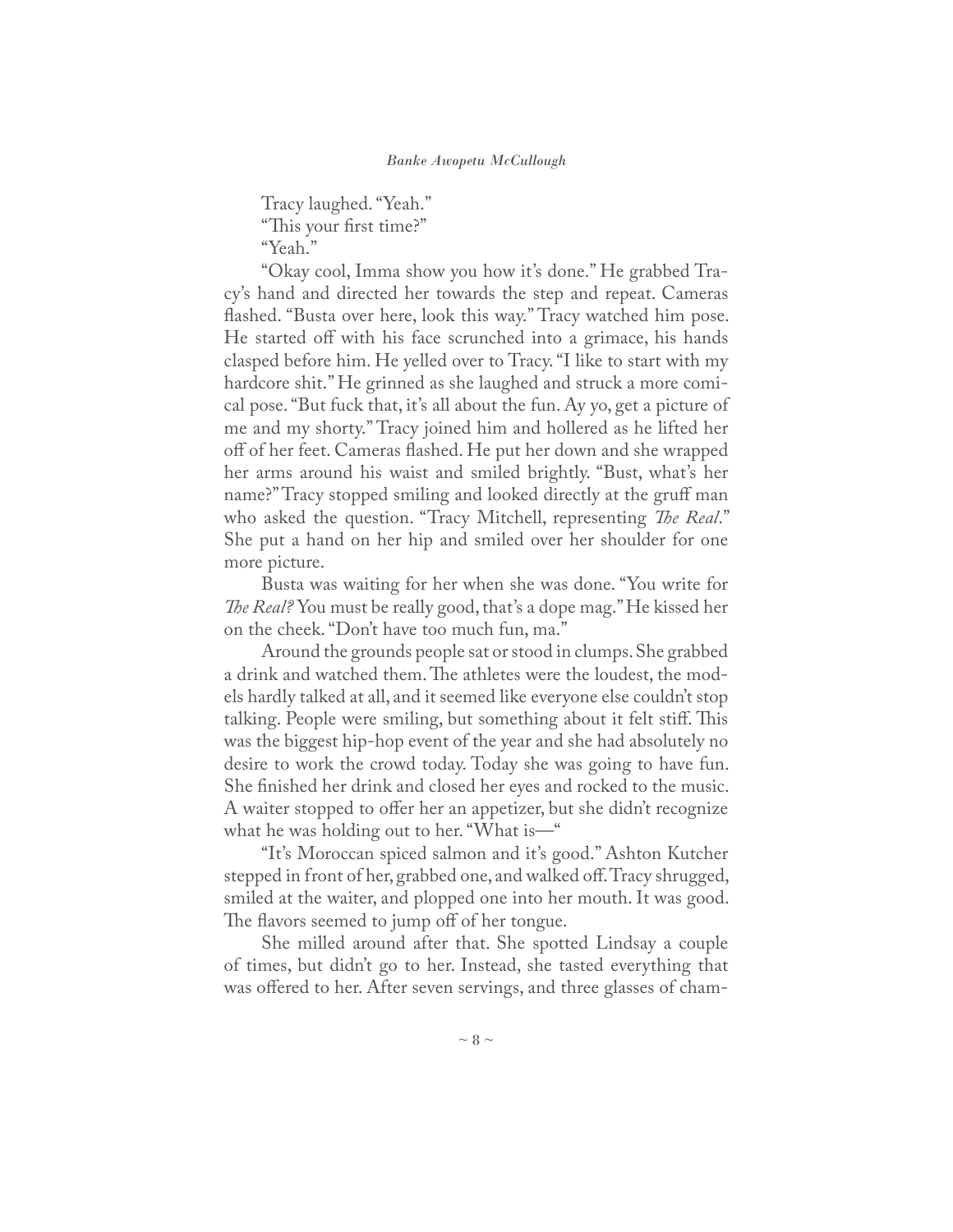Tracy laughed. "Yeah."

"This your first time?"

"Yeah."

"Okay cool, Imma show you how it's done." He grabbed Tracy's hand and directed her towards the step and repeat. Cameras flashed. "Busta over here, look this way." Tracy watched him pose. He started off with his face scrunched into a grimace, his hands clasped before him. He yelled over to Tracy. "I like to start with my hardcore shit." He grinned as she laughed and struck a more comical pose. "But fuck that, it's all about the fun. Ay yo, get a picture of me and my shorty." Tracy joined him and hollered as he lifted her off of her feet. Cameras flashed. He put her down and she wrapped her arms around his waist and smiled brightly. "Bust, what's her name?" Tracy stopped smiling and looked directly at the gruff man who asked the question. "Tracy Mitchell, representing *The Real*." She put a hand on her hip and smiled over her shoulder for one more picture.

Busta was waiting for her when she was done. "You write for *The Real?* You must be really good, that's a dope mag." He kissed her on the cheek. "Don't have too much fun, ma."

Around the grounds people sat or stood in clumps. She grabbed a drink and watched them. The athletes were the loudest, the models hardly talked at all, and it seemed like everyone else couldn't stop talking. People were smiling, but something about it felt stiff. This was the biggest hip-hop event of the year and she had absolutely no desire to work the crowd today. Today she was going to have fun. She finished her drink and closed her eyes and rocked to the music. A waiter stopped to offer her an appetizer, but she didn't recognize what he was holding out to her. "What is—"

"It's Moroccan spiced salmon and it's good." Ashton Kutcher stepped in front of her, grabbed one, and walked off. Tracy shrugged, smiled at the waiter, and plopped one into her mouth. It was good. The flavors seemed to jump off of her tongue.

She milled around after that. She spotted Lindsay a couple of times, but didn't go to her. Instead, she tasted everything that was offered to her. After seven servings, and three glasses of cham-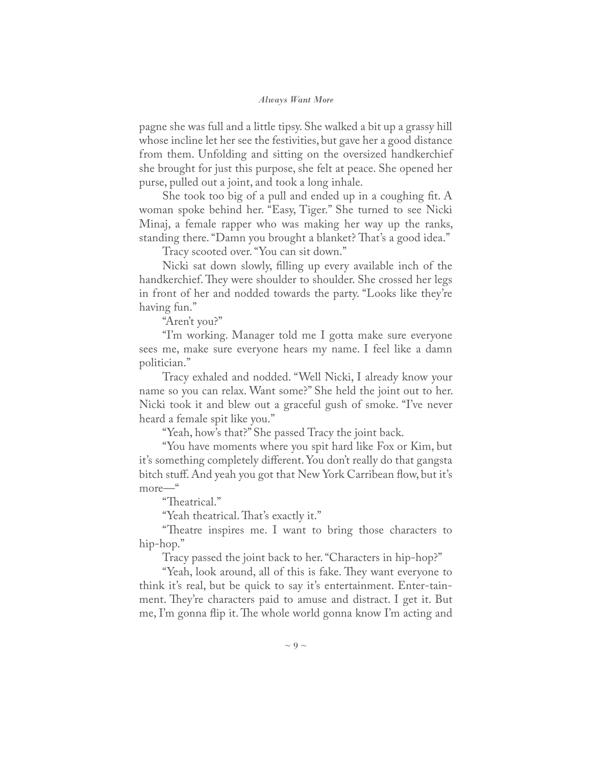pagne she was full and a little tipsy. She walked a bit up a grassy hill whose incline let her see the festivities, but gave her a good distance from them. Unfolding and sitting on the oversized handkerchief she brought for just this purpose, she felt at peace. She opened her purse, pulled out a joint, and took a long inhale.

She took too big of a pull and ended up in a coughing fit. A woman spoke behind her. "Easy, Tiger." She turned to see Nicki Minaj, a female rapper who was making her way up the ranks, standing there. "Damn you brought a blanket? That's a good idea."

Tracy scooted over. "You can sit down."

Nicki sat down slowly, filling up every available inch of the handkerchief. They were shoulder to shoulder. She crossed her legs in front of her and nodded towards the party. "Looks like they're having fun."

"Aren't you?"

"I'm working. Manager told me I gotta make sure everyone sees me, make sure everyone hears my name. I feel like a damn politician."

Tracy exhaled and nodded. "Well Nicki, I already know your name so you can relax. Want some?" She held the joint out to her. Nicki took it and blew out a graceful gush of smoke. "I've never heard a female spit like you."

"Yeah, how's that?" She passed Tracy the joint back.

"You have moments where you spit hard like Fox or Kim, but it's something completely different. You don't really do that gangsta bitch stuff. And yeah you got that New York Carribean flow, but it's more—"

"Theatrical."

"Yeah theatrical. That's exactly it."

"Theatre inspires me. I want to bring those characters to hip-hop."

Tracy passed the joint back to her. "Characters in hip-hop?"

"Yeah, look around, all of this is fake. They want everyone to think it's real, but be quick to say it's entertainment. Enter-tainment. They're characters paid to amuse and distract. I get it. But me, I'm gonna flip it. The whole world gonna know I'm acting and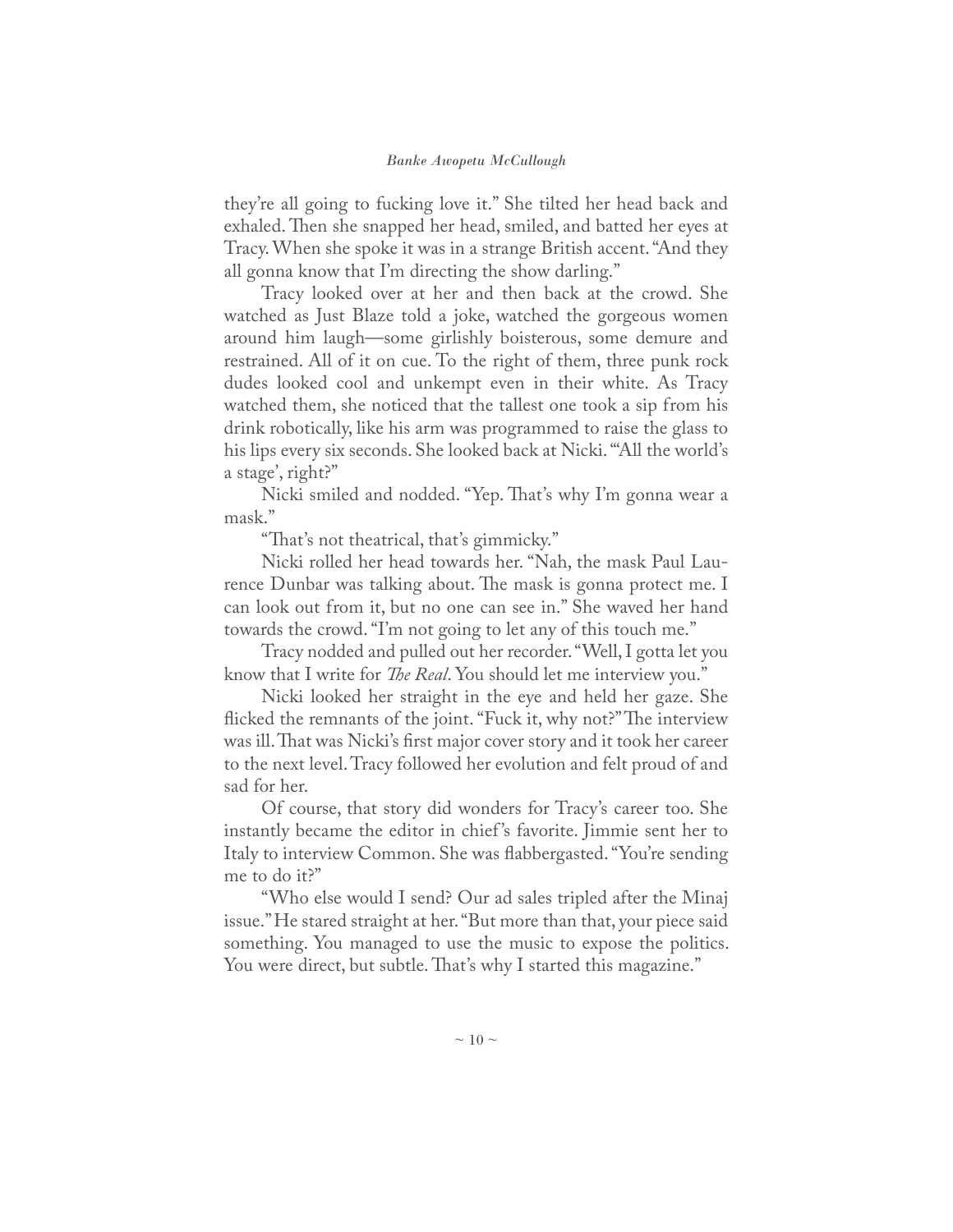they're all going to fucking love it." She tilted her head back and exhaled. Then she snapped her head, smiled, and batted her eyes at Tracy. When she spoke it was in a strange British accent. "And they all gonna know that I'm directing the show darling."

Tracy looked over at her and then back at the crowd. She watched as Just Blaze told a joke, watched the gorgeous women around him laugh—some girlishly boisterous, some demure and restrained. All of it on cue. To the right of them, three punk rock dudes looked cool and unkempt even in their white. As Tracy watched them, she noticed that the tallest one took a sip from his drink robotically, like his arm was programmed to raise the glass to his lips every six seconds. She looked back at Nicki. "'All the world's a stage', right?"

Nicki smiled and nodded. "Yep. That's why I'm gonna wear a mask."

"That's not theatrical, that's gimmicky."

Nicki rolled her head towards her. "Nah, the mask Paul Laurence Dunbar was talking about. The mask is gonna protect me. I can look out from it, but no one can see in." She waved her hand towards the crowd. "I'm not going to let any of this touch me."

Tracy nodded and pulled out her recorder. "Well, I gotta let you know that I write for *The Real*. You should let me interview you."

Nicki looked her straight in the eye and held her gaze. She flicked the remnants of the joint. "Fuck it, why not?" The interview was ill. That was Nicki's first major cover story and it took her career to the next level. Tracy followed her evolution and felt proud of and sad for her.

Of course, that story did wonders for Tracy's career too. She instantly became the editor in chief's favorite. Jimmie sent her to Italy to interview Common. She was flabbergasted. "You're sending me to do it?"

"Who else would I send? Our ad sales tripled after the Minaj issue." He stared straight at her. "But more than that, your piece said something. You managed to use the music to expose the politics. You were direct, but subtle. That's why I started this magazine."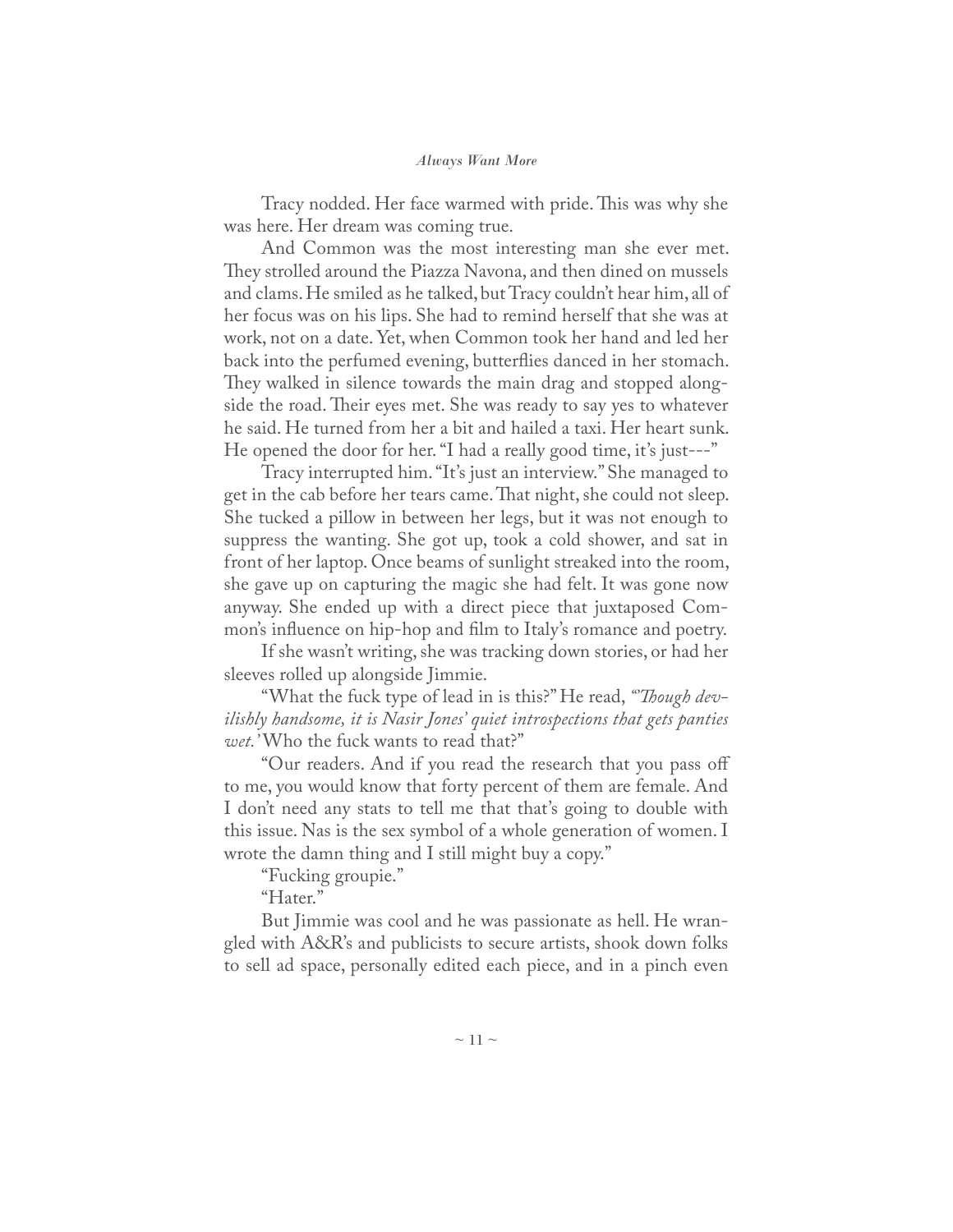Tracy nodded. Her face warmed with pride. This was why she was here. Her dream was coming true.

And Common was the most interesting man she ever met. They strolled around the Piazza Navona, and then dined on mussels and clams. He smiled as he talked, but Tracy couldn't hear him, all of her focus was on his lips. She had to remind herself that she was at work, not on a date. Yet, when Common took her hand and led her back into the perfumed evening, butterflies danced in her stomach. They walked in silence towards the main drag and stopped alongside the road. Their eyes met. She was ready to say yes to whatever he said. He turned from her a bit and hailed a taxi. Her heart sunk. He opened the door for her. "I had a really good time, it's just---"

Tracy interrupted him. "It's just an interview." She managed to get in the cab before her tears came. That night, she could not sleep. She tucked a pillow in between her legs, but it was not enough to suppress the wanting. She got up, took a cold shower, and sat in front of her laptop. Once beams of sunlight streaked into the room, she gave up on capturing the magic she had felt. It was gone now anyway. She ended up with a direct piece that juxtaposed Common's influence on hip-hop and film to Italy's romance and poetry.

If she wasn't writing, she was tracking down stories, or had her sleeves rolled up alongside Jimmie.

"What the fuck type of lead in is this?" He read, *"'Though devilishly handsome, it is Nasir Jones' quiet introspections that gets panties wet.'* Who the fuck wants to read that?"

"Our readers. And if you read the research that you pass off to me, you would know that forty percent of them are female. And I don't need any stats to tell me that that's going to double with this issue. Nas is the sex symbol of a whole generation of women. I wrote the damn thing and I still might buy a copy."

"Fucking groupie."

"Hater."

But Jimmie was cool and he was passionate as hell. He wrangled with A&R's and publicists to secure artists, shook down folks to sell ad space, personally edited each piece, and in a pinch even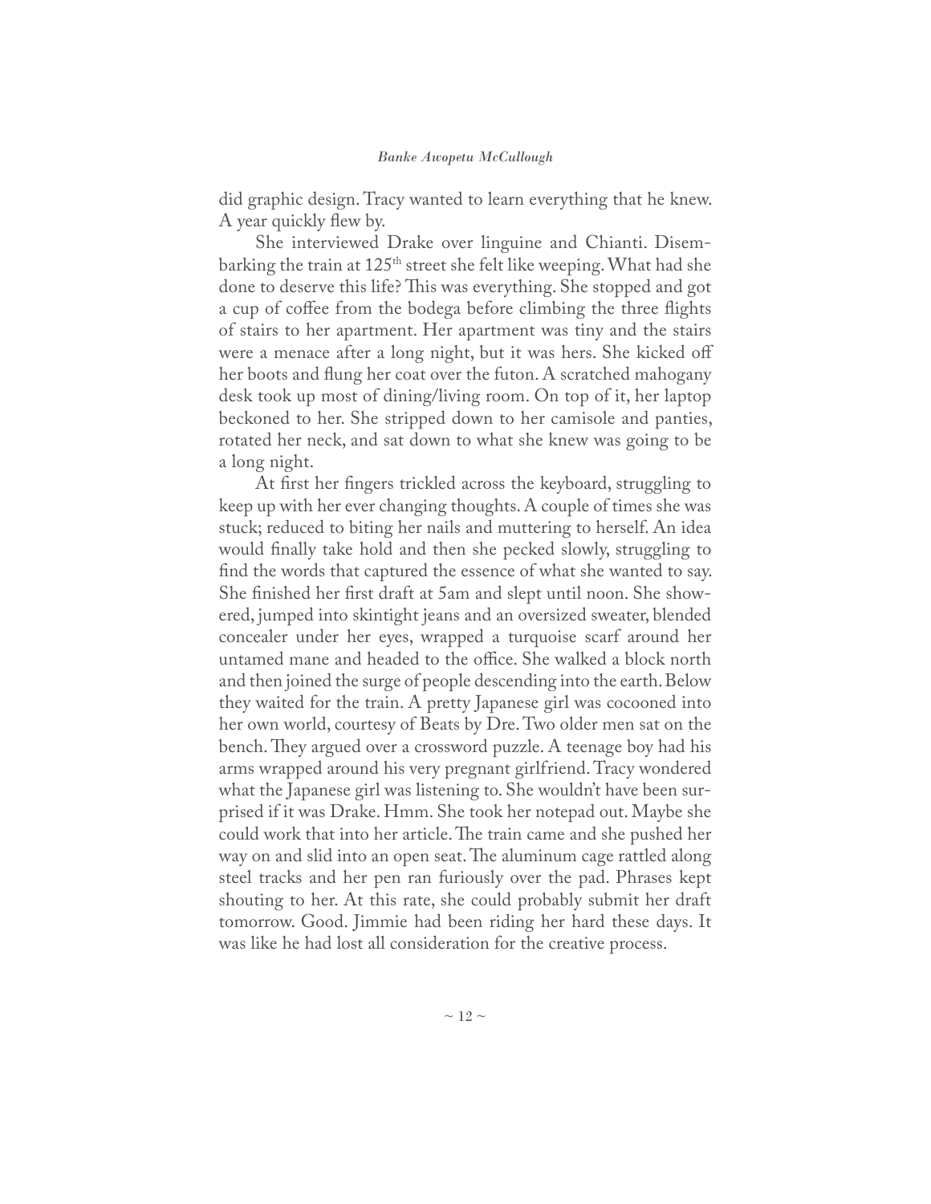did graphic design. Tracy wanted to learn everything that he knew. A year quickly flew by.

She interviewed Drake over linguine and Chianti. Disembarking the train at 125th street she felt like weeping. What had she done to deserve this life? This was everything. She stopped and got a cup of coffee from the bodega before climbing the three flights of stairs to her apartment. Her apartment was tiny and the stairs were a menace after a long night, but it was hers. She kicked off her boots and flung her coat over the futon. A scratched mahogany desk took up most of dining/living room. On top of it, her laptop beckoned to her. She stripped down to her camisole and panties, rotated her neck, and sat down to what she knew was going to be a long night.

At first her fingers trickled across the keyboard, struggling to keep up with her ever changing thoughts. A couple of times she was stuck; reduced to biting her nails and muttering to herself. An idea would finally take hold and then she pecked slowly, struggling to find the words that captured the essence of what she wanted to say. She finished her first draft at 5am and slept until noon. She showered, jumped into skintight jeans and an oversized sweater, blended concealer under her eyes, wrapped a turquoise scarf around her untamed mane and headed to the office. She walked a block north and then joined the surge of people descending into the earth. Below they waited for the train. A pretty Japanese girl was cocooned into her own world, courtesy of Beats by Dre. Two older men sat on the bench. They argued over a crossword puzzle. A teenage boy had his arms wrapped around his very pregnant girlfriend. Tracy wondered what the Japanese girl was listening to. She wouldn't have been surprised if it was Drake. Hmm. She took her notepad out. Maybe she could work that into her article. The train came and she pushed her way on and slid into an open seat. The aluminum cage rattled along steel tracks and her pen ran furiously over the pad. Phrases kept shouting to her. At this rate, she could probably submit her draft tomorrow. Good. Jimmie had been riding her hard these days. It was like he had lost all consideration for the creative process.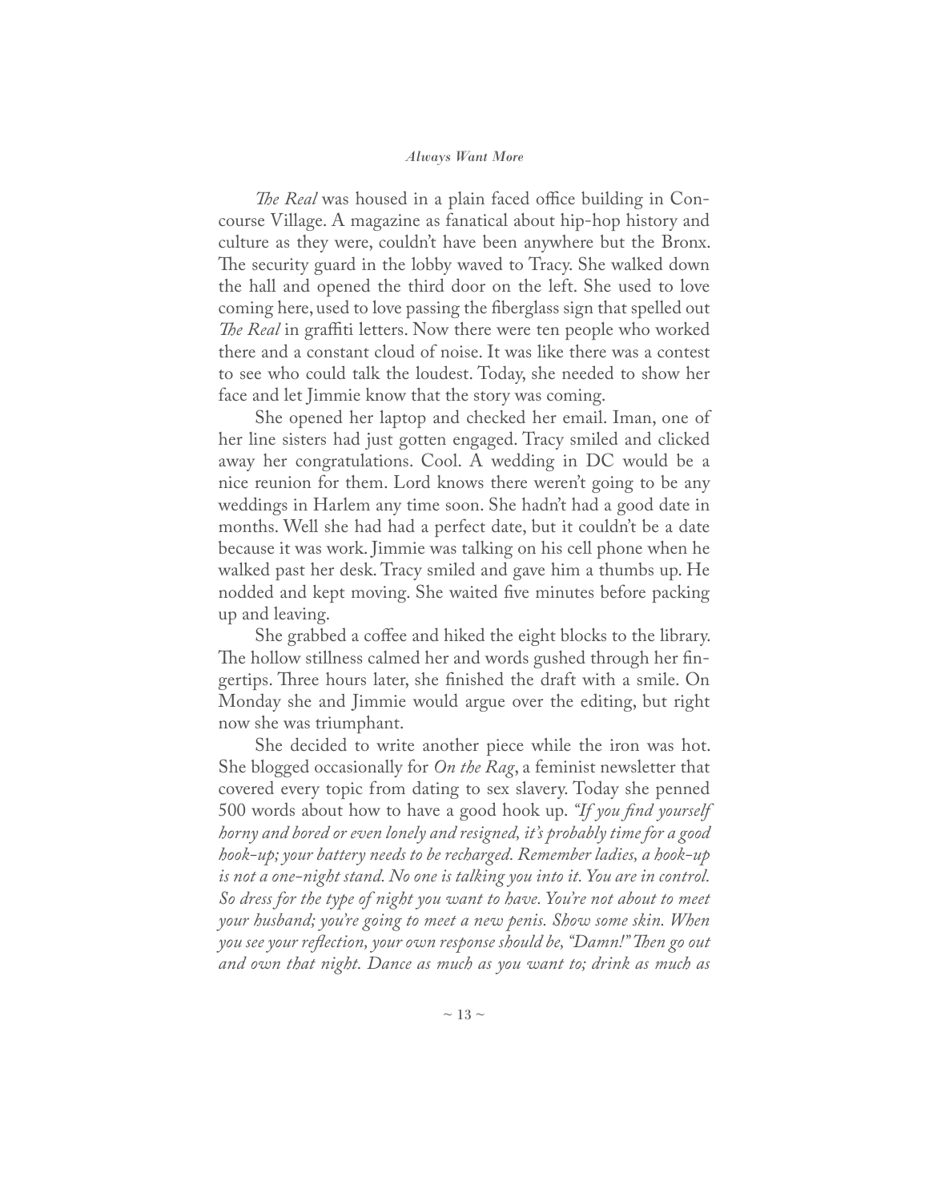*The Real* was housed in a plain faced office building in Concourse Village. A magazine as fanatical about hip-hop history and culture as they were, couldn't have been anywhere but the Bronx. The security guard in the lobby waved to Tracy. She walked down the hall and opened the third door on the left. She used to love coming here, used to love passing the fiberglass sign that spelled out *The Real* in graffiti letters. Now there were ten people who worked there and a constant cloud of noise. It was like there was a contest to see who could talk the loudest. Today, she needed to show her face and let Jimmie know that the story was coming.

She opened her laptop and checked her email. Iman, one of her line sisters had just gotten engaged. Tracy smiled and clicked away her congratulations. Cool. A wedding in DC would be a nice reunion for them. Lord knows there weren't going to be any weddings in Harlem any time soon. She hadn't had a good date in months. Well she had had a perfect date, but it couldn't be a date because it was work. Jimmie was talking on his cell phone when he walked past her desk. Tracy smiled and gave him a thumbs up. He nodded and kept moving. She waited five minutes before packing up and leaving.

She grabbed a coffee and hiked the eight blocks to the library. The hollow stillness calmed her and words gushed through her fingertips. Three hours later, she finished the draft with a smile. On Monday she and Jimmie would argue over the editing, but right now she was triumphant.

She decided to write another piece while the iron was hot. She blogged occasionally for *On the Rag*, a feminist newsletter that covered every topic from dating to sex slavery. Today she penned 500 words about how to have a good hook up. *"If you find yourself horny and bored or even lonely and resigned, it's probably time for a good hook-up; your battery needs to be recharged. Remember ladies, a hook-up is not a one-night stand. No one is talking you into it. You are in control. So dress for the type of night you want to have. You're not about to meet your husband; you're going to meet a new penis. Show some skin. When you see your reflection, your own response should be, "Damn!" Then go out and own that night. Dance as much as you want to; drink as much as*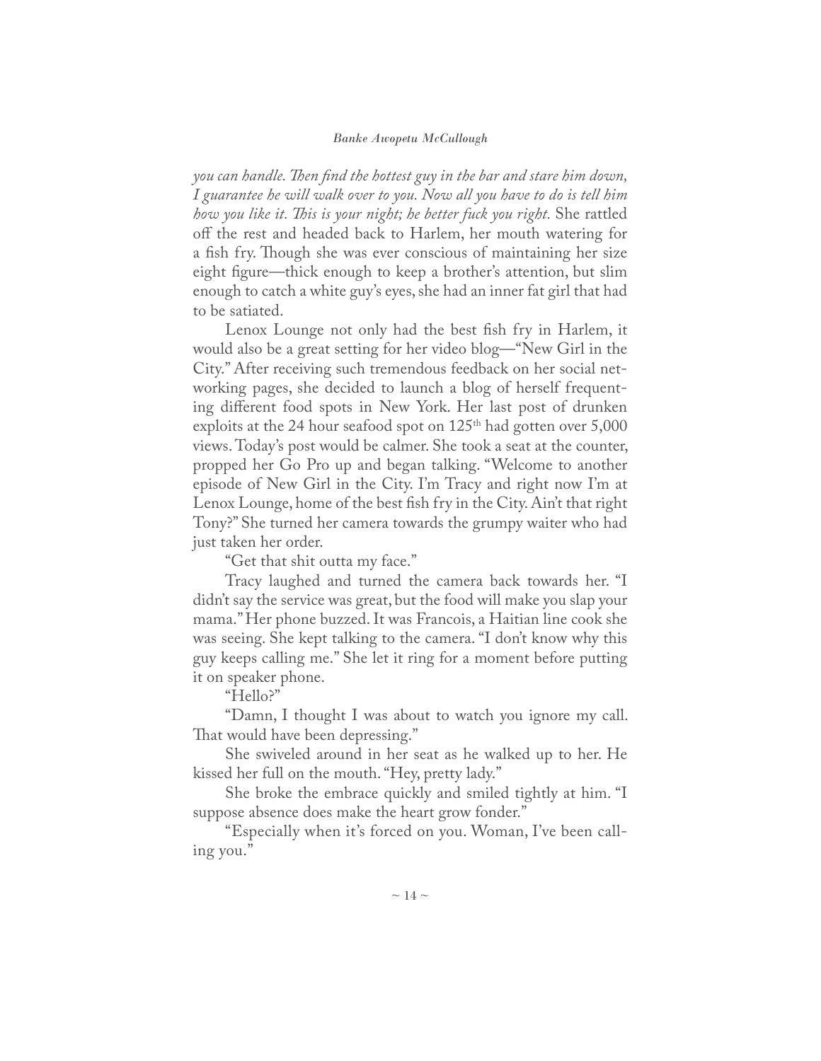*you can handle. Then find the hottest guy in the bar and stare him down, I guarantee he will walk over to you. Now all you have to do is tell him how you like it. This is your night; he better fuck you right.* She rattled off the rest and headed back to Harlem, her mouth watering for a fish fry. Though she was ever conscious of maintaining her size eight figure—thick enough to keep a brother's attention, but slim enough to catch a white guy's eyes, she had an inner fat girl that had to be satiated.

Lenox Lounge not only had the best fish fry in Harlem, it would also be a great setting for her video blog—"New Girl in the City." After receiving such tremendous feedback on her social networking pages, she decided to launch a blog of herself frequenting different food spots in New York. Her last post of drunken exploits at the 24 hour seafood spot on 125th had gotten over 5,000 views. Today's post would be calmer. She took a seat at the counter, propped her Go Pro up and began talking. "Welcome to another episode of New Girl in the City. I'm Tracy and right now I'm at Lenox Lounge, home of the best fish fry in the City. Ain't that right Tony?" She turned her camera towards the grumpy waiter who had just taken her order.

"Get that shit outta my face."

Tracy laughed and turned the camera back towards her. "I didn't say the service was great, but the food will make you slap your mama." Her phone buzzed. It was Francois, a Haitian line cook she was seeing. She kept talking to the camera. "I don't know why this guy keeps calling me." She let it ring for a moment before putting it on speaker phone.

"Hello?"

"Damn, I thought I was about to watch you ignore my call. That would have been depressing."

She swiveled around in her seat as he walked up to her. He kissed her full on the mouth. "Hey, pretty lady."

She broke the embrace quickly and smiled tightly at him. "I suppose absence does make the heart grow fonder."

"Especially when it's forced on you. Woman, I've been calling you."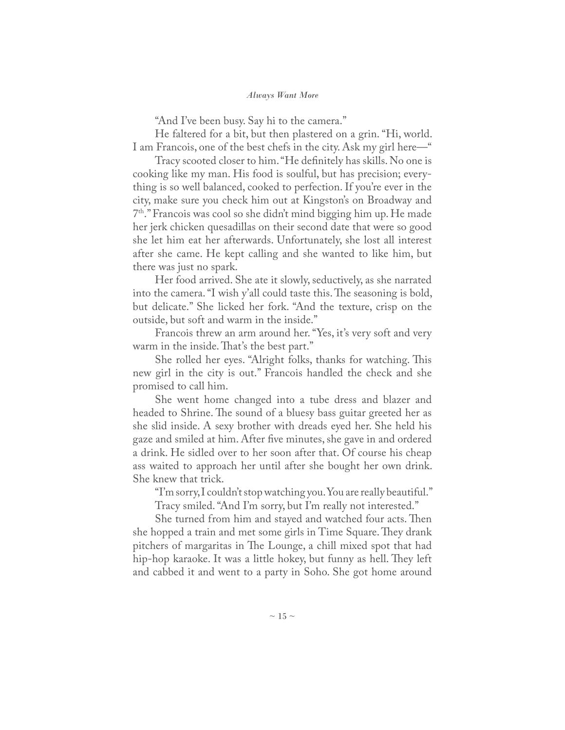"And I've been busy. Say hi to the camera."

He faltered for a bit, but then plastered on a grin. "Hi, world. I am Francois, one of the best chefs in the city. Ask my girl here—"

Tracy scooted closer to him. "He definitely has skills. No one is cooking like my man. His food is soulful, but has precision; everything is so well balanced, cooked to perfection. If you're ever in the city, make sure you check him out at Kingston's on Broadway and 7th." Francois was cool so she didn't mind bigging him up. He made her jerk chicken quesadillas on their second date that were so good she let him eat her afterwards. Unfortunately, she lost all interest after she came. He kept calling and she wanted to like him, but there was just no spark.

Her food arrived. She ate it slowly, seductively, as she narrated into the camera. "I wish y'all could taste this. The seasoning is bold, but delicate." She licked her fork. "And the texture, crisp on the outside, but soft and warm in the inside."

Francois threw an arm around her. "Yes, it's very soft and very warm in the inside. That's the best part."

She rolled her eyes. "Alright folks, thanks for watching. This new girl in the city is out." Francois handled the check and she promised to call him.

She went home changed into a tube dress and blazer and headed to Shrine. The sound of a bluesy bass guitar greeted her as she slid inside. A sexy brother with dreads eyed her. She held his gaze and smiled at him. After five minutes, she gave in and ordered a drink. He sidled over to her soon after that. Of course his cheap ass waited to approach her until after she bought her own drink. She knew that trick.

"I'm sorry, I couldn't stop watching you. You are really beautiful."

Tracy smiled. "And I'm sorry, but I'm really not interested."

She turned from him and stayed and watched four acts. Then she hopped a train and met some girls in Time Square. They drank pitchers of margaritas in The Lounge, a chill mixed spot that had hip-hop karaoke. It was a little hokey, but funny as hell. They left and cabbed it and went to a party in Soho. She got home around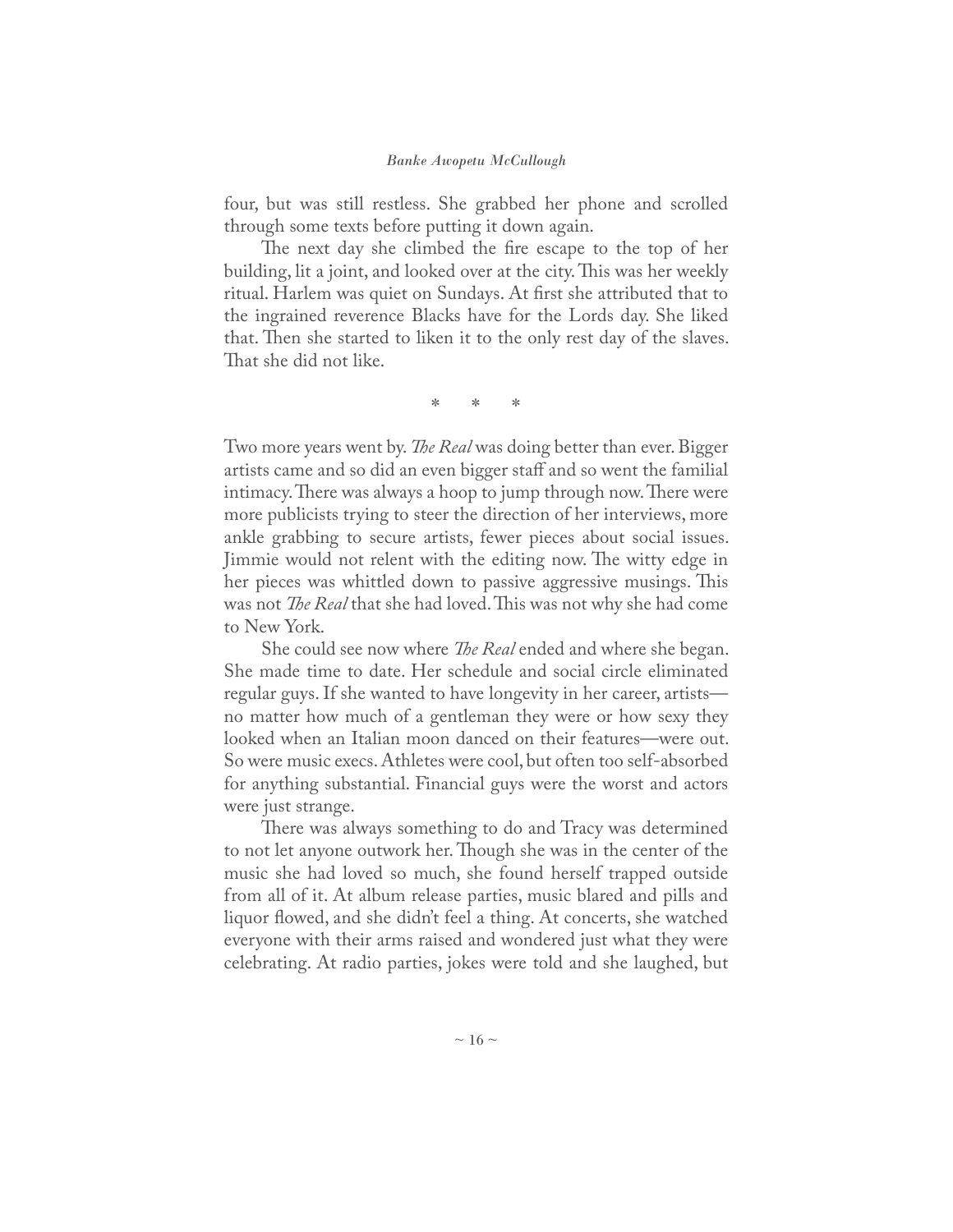four, but was still restless. She grabbed her phone and scrolled through some texts before putting it down again.

The next day she climbed the fire escape to the top of her building, lit a joint, and looked over at the city. This was her weekly ritual. Harlem was quiet on Sundays. At first she attributed that to the ingrained reverence Blacks have for the Lords day. She liked that. Then she started to liken it to the only rest day of the slaves. That she did not like.

\* \* \*

Two more years went by. *The Real* was doing better than ever. Bigger artists came and so did an even bigger staff and so went the familial intimacy. There was always a hoop to jump through now. There were more publicists trying to steer the direction of her interviews, more ankle grabbing to secure artists, fewer pieces about social issues. Jimmie would not relent with the editing now. The witty edge in her pieces was whittled down to passive aggressive musings. This was not *The Real* that she had loved. This was not why she had come to New York.

She could see now where *The Real* ended and where she began. She made time to date. Her schedule and social circle eliminated regular guys. If she wanted to have longevity in her career, artists—no matter how much of a gentleman they were or how sexy they looked when an Italian moon danced on their features—were out. So were music execs. Athletes were cool, but often too self-absorbed for anything substantial. Financial guys were the worst and actors were just strange.

There was always something to do and Tracy was determined to not let anyone outwork her. Though she was in the center of the music she had loved so much, she found herself trapped outside from all of it. At album release parties, music blared and pills and liquor flowed, and she didn't feel a thing. At concerts, she watched everyone with their arms raised and wondered just what they were celebrating. At radio parties, jokes were told and she laughed, but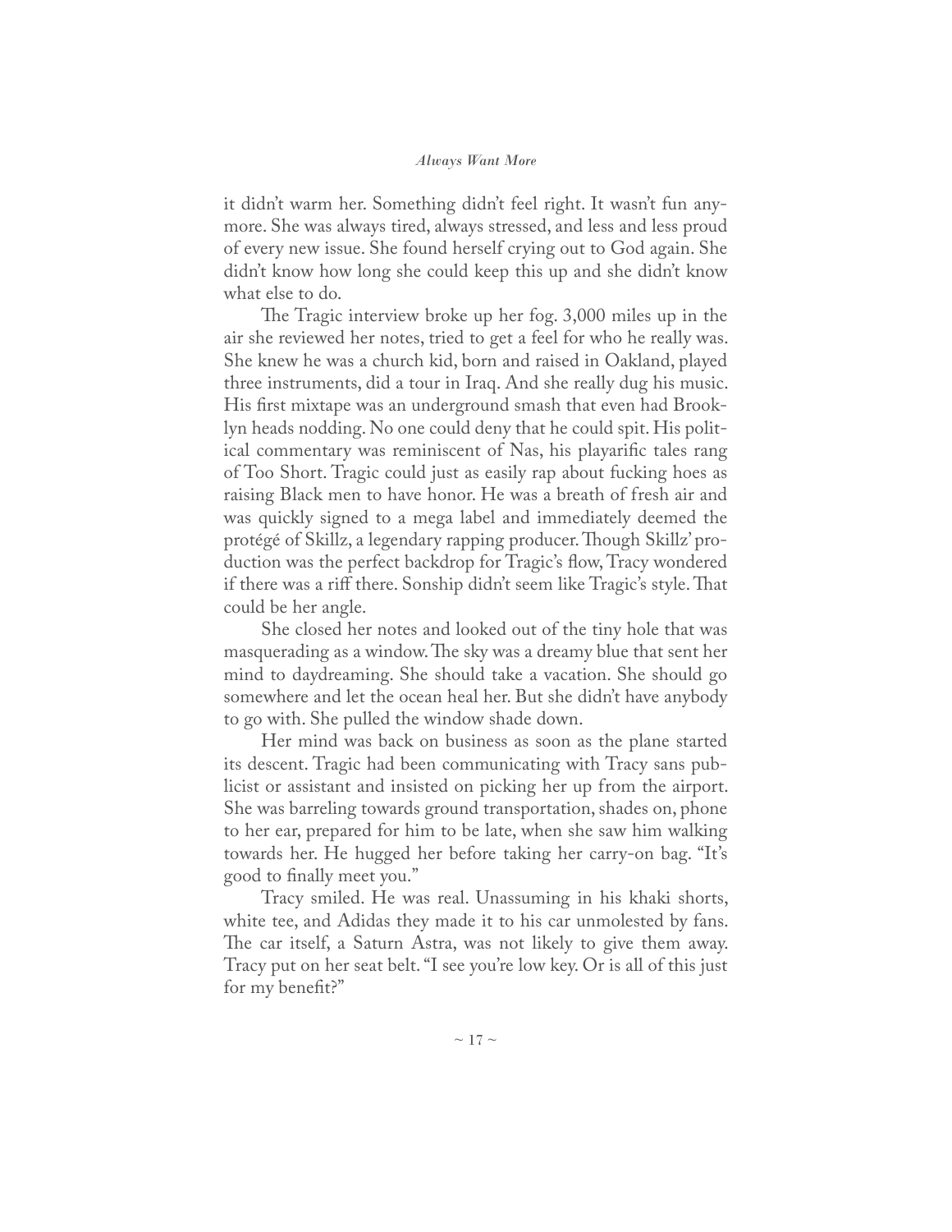it didn't warm her. Something didn't feel right. It wasn't fun anymore. She was always tired, always stressed, and less and less proud of every new issue. She found herself crying out to God again. She didn't know how long she could keep this up and she didn't know what else to do.

The Tragic interview broke up her fog. 3,000 miles up in the air she reviewed her notes, tried to get a feel for who he really was. She knew he was a church kid, born and raised in Oakland, played three instruments, did a tour in Iraq. And she really dug his music. His first mixtape was an underground smash that even had Brooklyn heads nodding. No one could deny that he could spit. His political commentary was reminiscent of Nas, his playarific tales rang of Too Short. Tragic could just as easily rap about fucking hoes as raising Black men to have honor. He was a breath of fresh air and was quickly signed to a mega label and immediately deemed the protégé of Skillz, a legendary rapping producer. Though Skillz' production was the perfect backdrop for Tragic's flow, Tracy wondered if there was a riff there. Sonship didn't seem like Tragic's style. That could be her angle.

She closed her notes and looked out of the tiny hole that was masquerading as a window. The sky was a dreamy blue that sent her mind to daydreaming. She should take a vacation. She should go somewhere and let the ocean heal her. But she didn't have anybody to go with. She pulled the window shade down.

Her mind was back on business as soon as the plane started its descent. Tragic had been communicating with Tracy sans publicist or assistant and insisted on picking her up from the airport. She was barreling towards ground transportation, shades on, phone to her ear, prepared for him to be late, when she saw him walking towards her. He hugged her before taking her carry-on bag. "It's good to finally meet you."

Tracy smiled. He was real. Unassuming in his khaki shorts, white tee, and Adidas they made it to his car unmolested by fans. The car itself, a Saturn Astra, was not likely to give them away. Tracy put on her seat belt. "I see you're low key. Or is all of this just for my benefit?"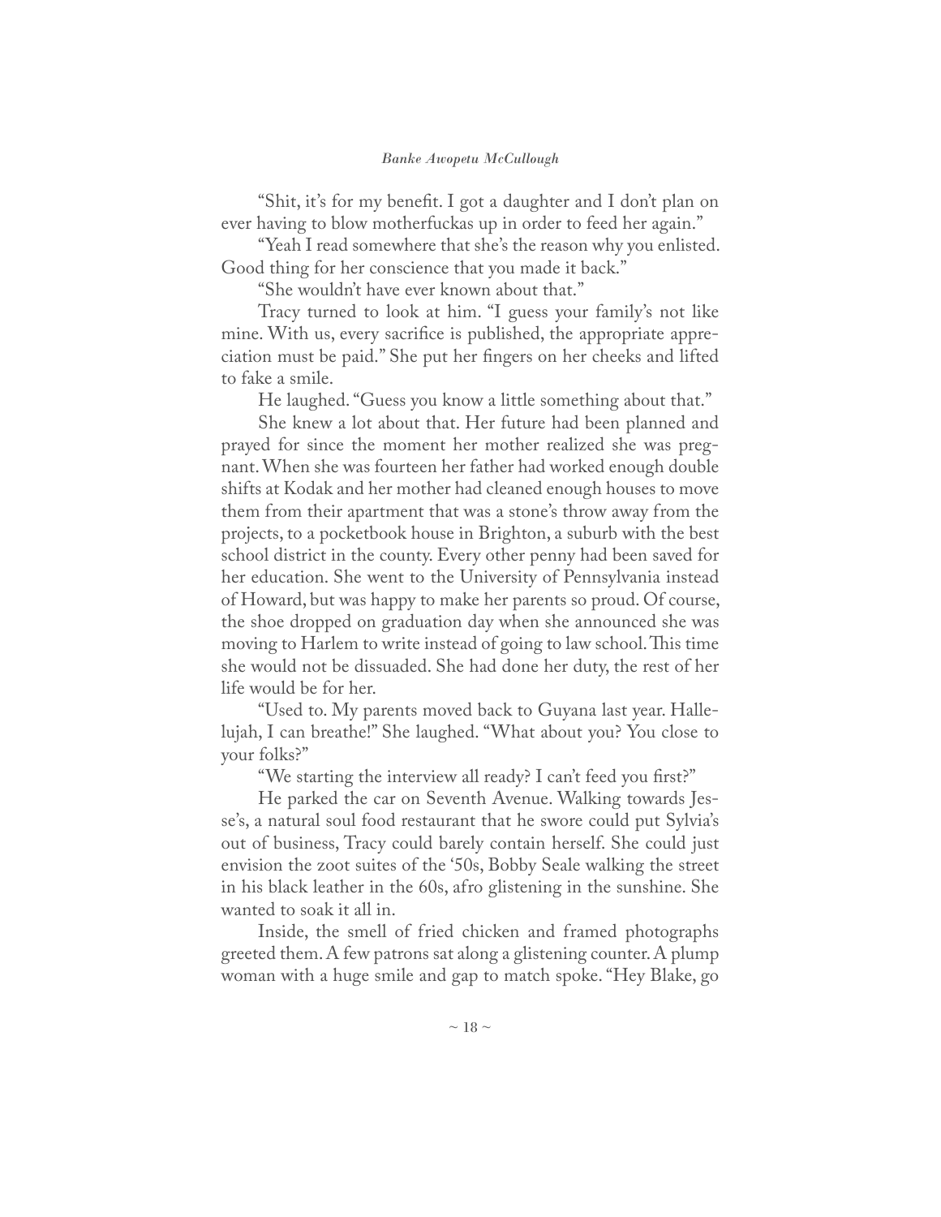"Shit, it's for my benefit. I got a daughter and I don't plan on ever having to blow motherfuckas up in order to feed her again."

"Yeah I read somewhere that she's the reason why you enlisted. Good thing for her conscience that you made it back."

"She wouldn't have ever known about that."

Tracy turned to look at him. "I guess your family's not like mine. With us, every sacrifice is published, the appropriate appreciation must be paid." She put her fingers on her cheeks and lifted to fake a smile.

He laughed. "Guess you know a little something about that."

She knew a lot about that. Her future had been planned and prayed for since the moment her mother realized she was pregnant. When she was fourteen her father had worked enough double shifts at Kodak and her mother had cleaned enough houses to move them from their apartment that was a stone's throw away from the projects, to a pocketbook house in Brighton, a suburb with the best school district in the county. Every other penny had been saved for her education. She went to the University of Pennsylvania instead of Howard, but was happy to make her parents so proud. Of course, the shoe dropped on graduation day when she announced she was moving to Harlem to write instead of going to law school. This time she would not be dissuaded. She had done her duty, the rest of her life would be for her.

"Used to. My parents moved back to Guyana last year. Hallelujah, I can breathe!" She laughed. "What about you? You close to your folks?"

"We starting the interview all ready? I can't feed you first?"

He parked the car on Seventh Avenue. Walking towards Jesse's, a natural soul food restaurant that he swore could put Sylvia's out of business, Tracy could barely contain herself. She could just envision the zoot suites of the '50s, Bobby Seale walking the street in his black leather in the 60s, afro glistening in the sunshine. She wanted to soak it all in.

Inside, the smell of fried chicken and framed photographs greeted them. A few patrons sat along a glistening counter. A plump woman with a huge smile and gap to match spoke. "Hey Blake, go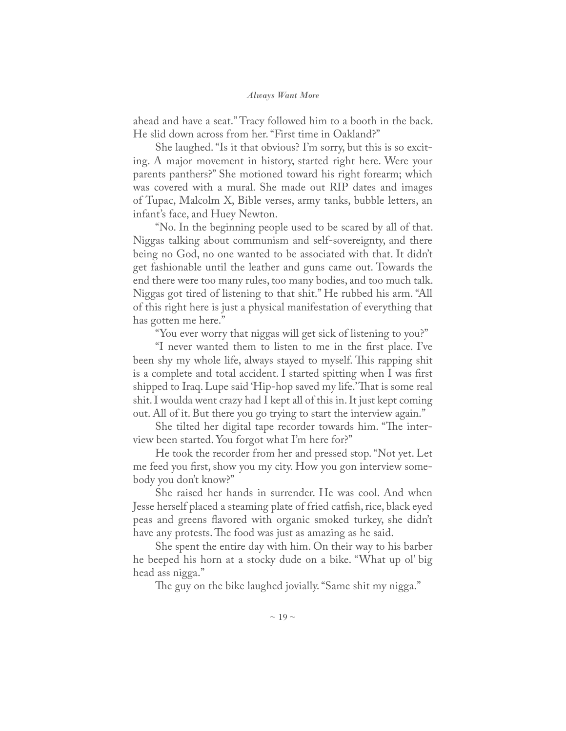ahead and have a seat." Tracy followed him to a booth in the back. He slid down across from her. "First time in Oakland?"

She laughed. "Is it that obvious? I'm sorry, but this is so exciting. A major movement in history, started right here. Were your parents panthers?" She motioned toward his right forearm; which was covered with a mural. She made out RIP dates and images of Tupac, Malcolm X, Bible verses, army tanks, bubble letters, an infant's face, and Huey Newton.

"No. In the beginning people used to be scared by all of that. Niggas talking about communism and self-sovereignty, and there being no God, no one wanted to be associated with that. It didn't get fashionable until the leather and guns came out. Towards the end there were too many rules, too many bodies, and too much talk. Niggas got tired of listening to that shit." He rubbed his arm. "All of this right here is just a physical manifestation of everything that has gotten me here."

"You ever worry that niggas will get sick of listening to you?"

"I never wanted them to listen to me in the first place. I've been shy my whole life, always stayed to myself. This rapping shit is a complete and total accident. I started spitting when I was first shipped to Iraq. Lupe said 'Hip-hop saved my life.' That is some real shit. I woulda went crazy had I kept all of this in. It just kept coming out. All of it. But there you go trying to start the interview again."

She tilted her digital tape recorder towards him. "The interview been started. You forgot what I'm here for?"

He took the recorder from her and pressed stop. "Not yet. Let me feed you first, show you my city. How you gon interview somebody you don't know?"

She raised her hands in surrender. He was cool. And when Jesse herself placed a steaming plate of fried catfish, rice, black eyed peas and greens flavored with organic smoked turkey, she didn't have any protests. The food was just as amazing as he said.

She spent the entire day with him. On their way to his barber he beeped his horn at a stocky dude on a bike. "What up ol' big head ass nigga."

The guy on the bike laughed jovially. "Same shit my nigga."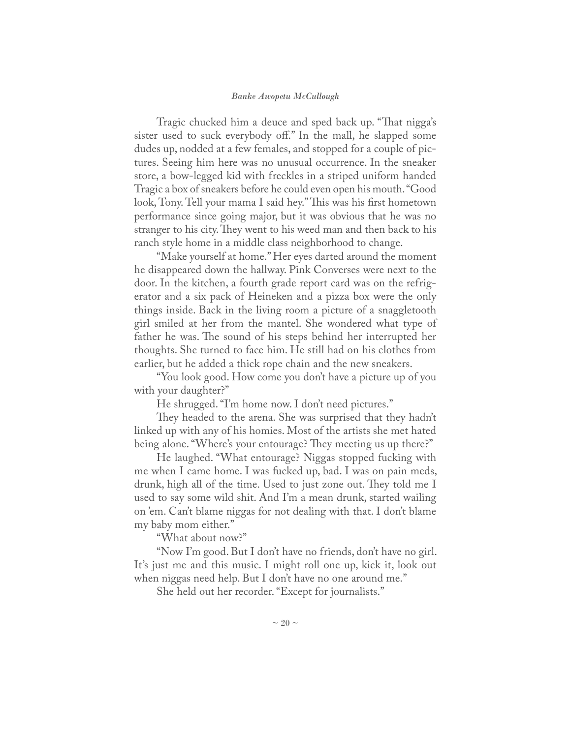Tragic chucked him a deuce and sped back up. "That nigga's sister used to suck everybody off." In the mall, he slapped some dudes up, nodded at a few females, and stopped for a couple of pictures. Seeing him here was no unusual occurrence. In the sneaker store, a bow-legged kid with freckles in a striped uniform handed Tragic a box of sneakers before he could even open his mouth. "Good look, Tony. Tell your mama I said hey." This was his first hometown performance since going major, but it was obvious that he was no stranger to his city. They went to his weed man and then back to his ranch style home in a middle class neighborhood to change.

"Make yourself at home." Her eyes darted around the moment he disappeared down the hallway. Pink Converses were next to the door. In the kitchen, a fourth grade report card was on the refrigerator and a six pack of Heineken and a pizza box were the only things inside. Back in the living room a picture of a snaggletooth girl smiled at her from the mantel. She wondered what type of father he was. The sound of his steps behind her interrupted her thoughts. She turned to face him. He still had on his clothes from earlier, but he added a thick rope chain and the new sneakers.

"You look good. How come you don't have a picture up of you with your daughter?"

He shrugged. "I'm home now. I don't need pictures."

They headed to the arena. She was surprised that they hadn't linked up with any of his homies. Most of the artists she met hated being alone. "Where's your entourage? They meeting us up there?"

He laughed. "What entourage? Niggas stopped fucking with me when I came home. I was fucked up, bad. I was on pain meds, drunk, high all of the time. Used to just zone out. They told me I used to say some wild shit. And I'm a mean drunk, started wailing on 'em. Can't blame niggas for not dealing with that. I don't blame my baby mom either."

"What about now?"

"Now I'm good. But I don't have no friends, don't have no girl. It's just me and this music. I might roll one up, kick it, look out when niggas need help. But I don't have no one around me."

She held out her recorder. "Except for journalists."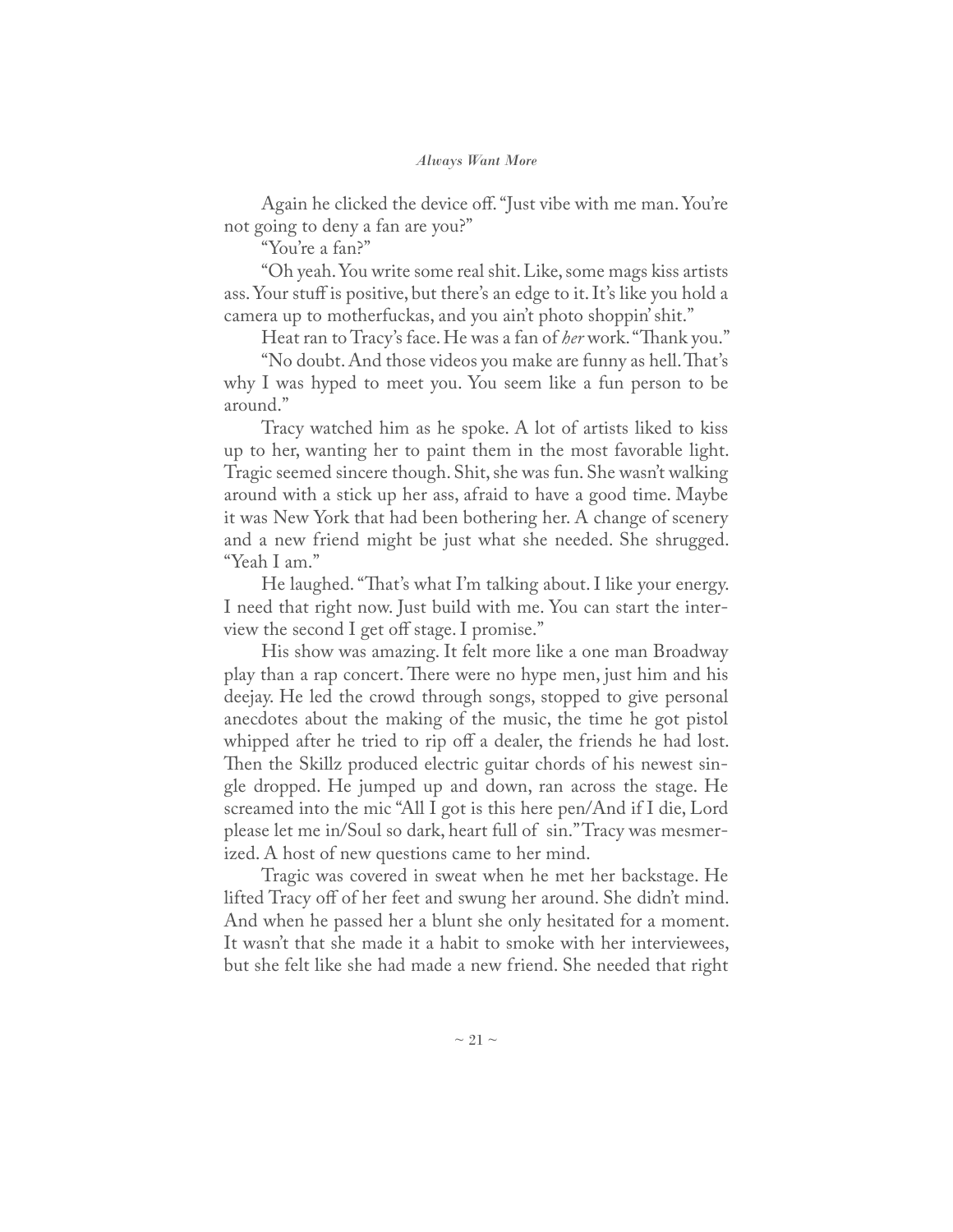Again he clicked the device off. "Just vibe with me man. You're not going to deny a fan are you?"

"You're a fan?"

"Oh yeah. You write some real shit. Like, some mags kiss artists ass. Your stuff is positive, but there's an edge to it. It's like you hold a camera up to motherfuckas, and you ain't photo shoppin' shit."

Heat ran to Tracy's face. He was a fan of *her* work. "Thank you."

"No doubt. And those videos you make are funny as hell. That's why I was hyped to meet you. You seem like a fun person to be around."

Tracy watched him as he spoke. A lot of artists liked to kiss up to her, wanting her to paint them in the most favorable light. Tragic seemed sincere though. Shit, she was fun. She wasn't walking around with a stick up her ass, afraid to have a good time. Maybe it was New York that had been bothering her. A change of scenery and a new friend might be just what she needed. She shrugged. "Yeah I am."

He laughed. "That's what I'm talking about. I like your energy. I need that right now. Just build with me. You can start the interview the second I get off stage. I promise."

His show was amazing. It felt more like a one man Broadway play than a rap concert. There were no hype men, just him and his deejay. He led the crowd through songs, stopped to give personal anecdotes about the making of the music, the time he got pistol whipped after he tried to rip off a dealer, the friends he had lost. Then the Skillz produced electric guitar chords of his newest single dropped. He jumped up and down, ran across the stage. He screamed into the mic "All I got is this here pen/And if I die, Lord please let me in/Soul so dark, heart full of sin." Tracy was mesmerized. A host of new questions came to her mind.

Tragic was covered in sweat when he met her backstage. He lifted Tracy off of her feet and swung her around. She didn't mind. And when he passed her a blunt she only hesitated for a moment. It wasn't that she made it a habit to smoke with her interviewees, but she felt like she had made a new friend. She needed that right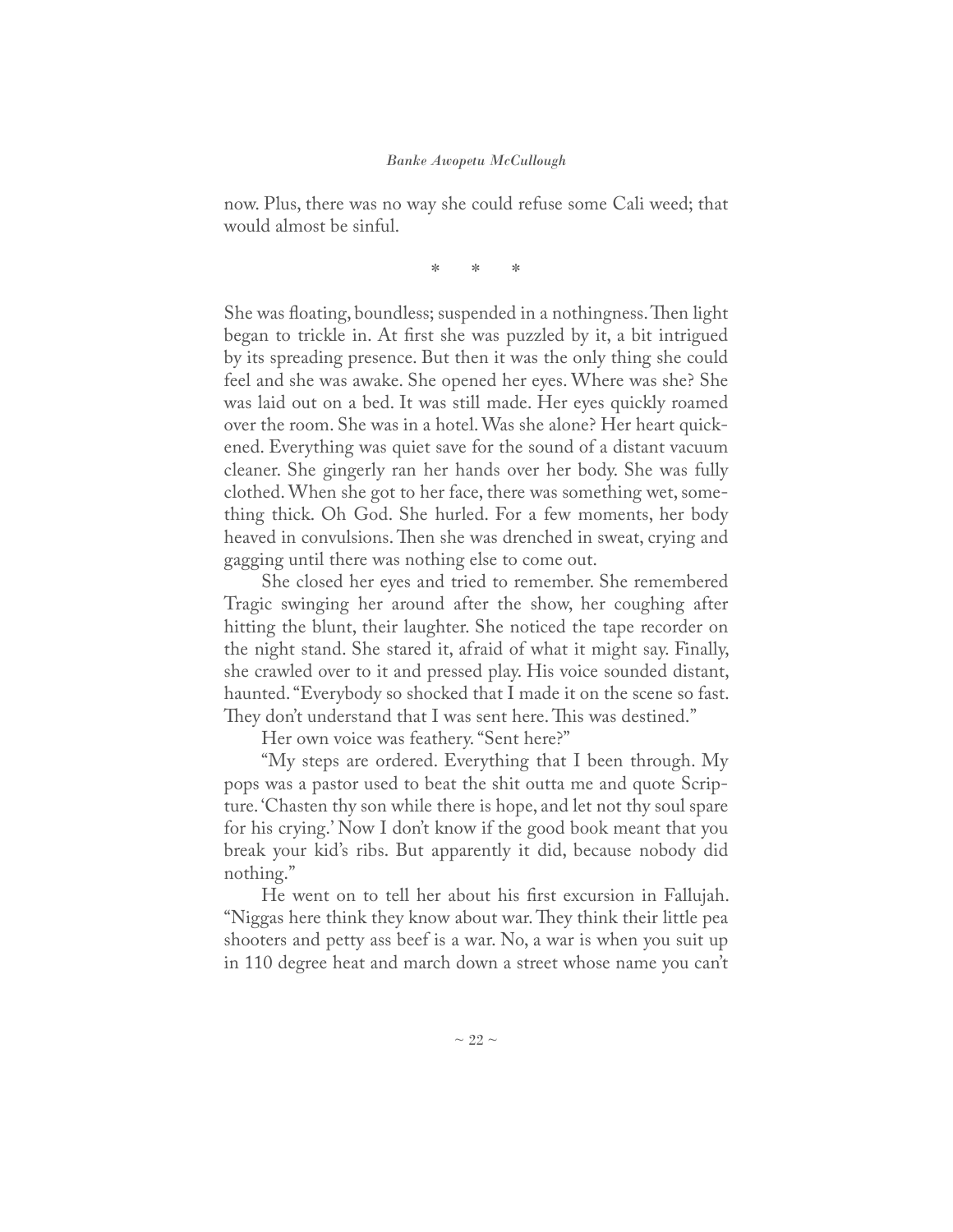now. Plus, there was no way she could refuse some Cali weed; that would almost be sinful.

\*    \*    \*

She was floating, boundless; suspended in a nothingness. Then light began to trickle in. At first she was puzzled by it, a bit intrigued by its spreading presence. But then it was the only thing she could feel and she was awake. She opened her eyes. Where was she? She was laid out on a bed. It was still made. Her eyes quickly roamed over the room. She was in a hotel. Was she alone? Her heart quickened. Everything was quiet save for the sound of a distant vacuum cleaner. She gingerly ran her hands over her body. She was fully clothed. When she got to her face, there was something wet, something thick. Oh God. She hurled. For a few moments, her body heaved in convulsions. Then she was drenched in sweat, crying and gagging until there was nothing else to come out.

She closed her eyes and tried to remember. She remembered Tragic swinging her around after the show, her coughing after hitting the blunt, their laughter. She noticed the tape recorder on the night stand. She stared it, afraid of what it might say. Finally, she crawled over to it and pressed play. His voice sounded distant, haunted. "Everybody so shocked that I made it on the scene so fast. They don't understand that I was sent here. This was destined."

Her own voice was feathery. "Sent here?"

"My steps are ordered. Everything that I been through. My pops was a pastor used to beat the shit outta me and quote Scripture. 'Chasten thy son while there is hope, and let not thy soul spare for his crying.' Now I don't know if the good book meant that you break your kid's ribs. But apparently it did, because nobody did nothing."

He went on to tell her about his first excursion in Fallujah. "Niggas here think they know about war. They think their little pea shooters and petty ass beef is a war. No, a war is when you suit up in 110 degree heat and march down a street whose name you can't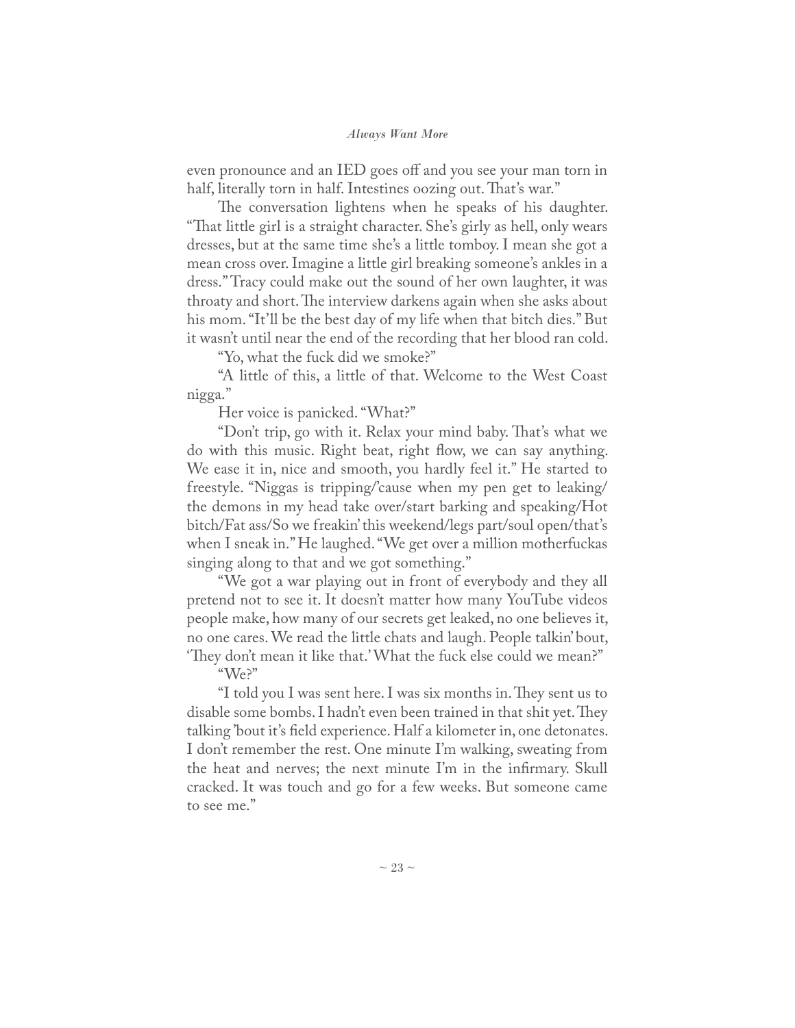even pronounce and an IED goes off and you see your man torn in half, literally torn in half. Intestines oozing out. That's war."

The conversation lightens when he speaks of his daughter. "That little girl is a straight character. She's girly as hell, only wears dresses, but at the same time she's a little tomboy. I mean she got a mean cross over. Imagine a little girl breaking someone's ankles in a dress." Tracy could make out the sound of her own laughter, it was throaty and short. The interview darkens again when she asks about his mom. "It'll be the best day of my life when that bitch dies." But it wasn't until near the end of the recording that her blood ran cold.

"Yo, what the fuck did we smoke?"

"A little of this, a little of that. Welcome to the West Coast nigga."

Her voice is panicked. "What?"

"Don't trip, go with it. Relax your mind baby. That's what we do with this music. Right beat, right flow, we can say anything. We ease it in, nice and smooth, you hardly feel it." He started to freestyle. "Niggas is tripping/'cause when my pen get to leaking/the demons in my head take over/start barking and speaking/Hot bitch/Fat ass/So we freakin' this weekend/legs part/soul open/that's when I sneak in." He laughed. "We get over a million motherfuckas singing along to that and we got something."

"We got a war playing out in front of everybody and they all pretend not to see it. It doesn't matter how many YouTube videos people make, how many of our secrets get leaked, no one believes it, no one cares. We read the little chats and laugh. People talkin' bout, 'They don't mean it like that.' What the fuck else could we mean?"

"We?"

"I told you I was sent here. I was six months in. They sent us to disable some bombs. I hadn't even been trained in that shit yet. They talking 'bout it's field experience. Half a kilometer in, one detonates. I don't remember the rest. One minute I'm walking, sweating from the heat and nerves; the next minute I'm in the infirmary. Skull cracked. It was touch and go for a few weeks. But someone came to see me."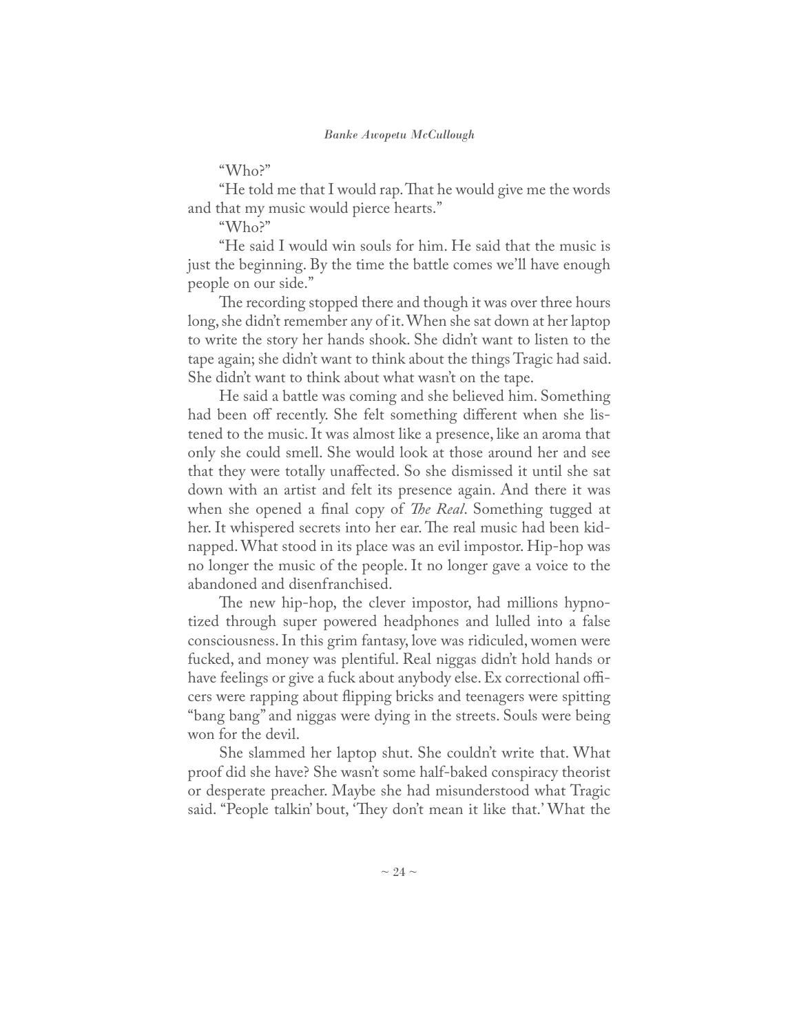"Who?"

"He told me that I would rap. That he would give me the words and that my music would pierce hearts."

"Who?"

"He said I would win souls for him. He said that the music is just the beginning. By the time the battle comes we'll have enough people on our side."

The recording stopped there and though it was over three hours long, she didn't remember any of it. When she sat down at her laptop to write the story her hands shook. She didn't want to listen to the tape again; she didn't want to think about the things Tragic had said. She didn't want to think about what wasn't on the tape.

He said a battle was coming and she believed him. Something had been off recently. She felt something different when she listened to the music. It was almost like a presence, like an aroma that only she could smell. She would look at those around her and see that they were totally unaffected. So she dismissed it until she sat down with an artist and felt its presence again. And there it was when she opened a final copy of *The Real*. Something tugged at her. It whispered secrets into her ear. The real music had been kidnapped. What stood in its place was an evil impostor. Hip-hop was no longer the music of the people. It no longer gave a voice to the abandoned and disenfranchised.

The new hip-hop, the clever impostor, had millions hypnotized through super powered headphones and lulled into a false consciousness. In this grim fantasy, love was ridiculed, women were fucked, and money was plentiful. Real niggas didn't hold hands or have feelings or give a fuck about anybody else. Ex correctional officers were rapping about flipping bricks and teenagers were spitting "bang bang" and niggas were dying in the streets. Souls were being won for the devil.

She slammed her laptop shut. She couldn't write that. What proof did she have? She wasn't some half-baked conspiracy theorist or desperate preacher. Maybe she had misunderstood what Tragic said. "People talkin' bout, 'They don't mean it like that.' What the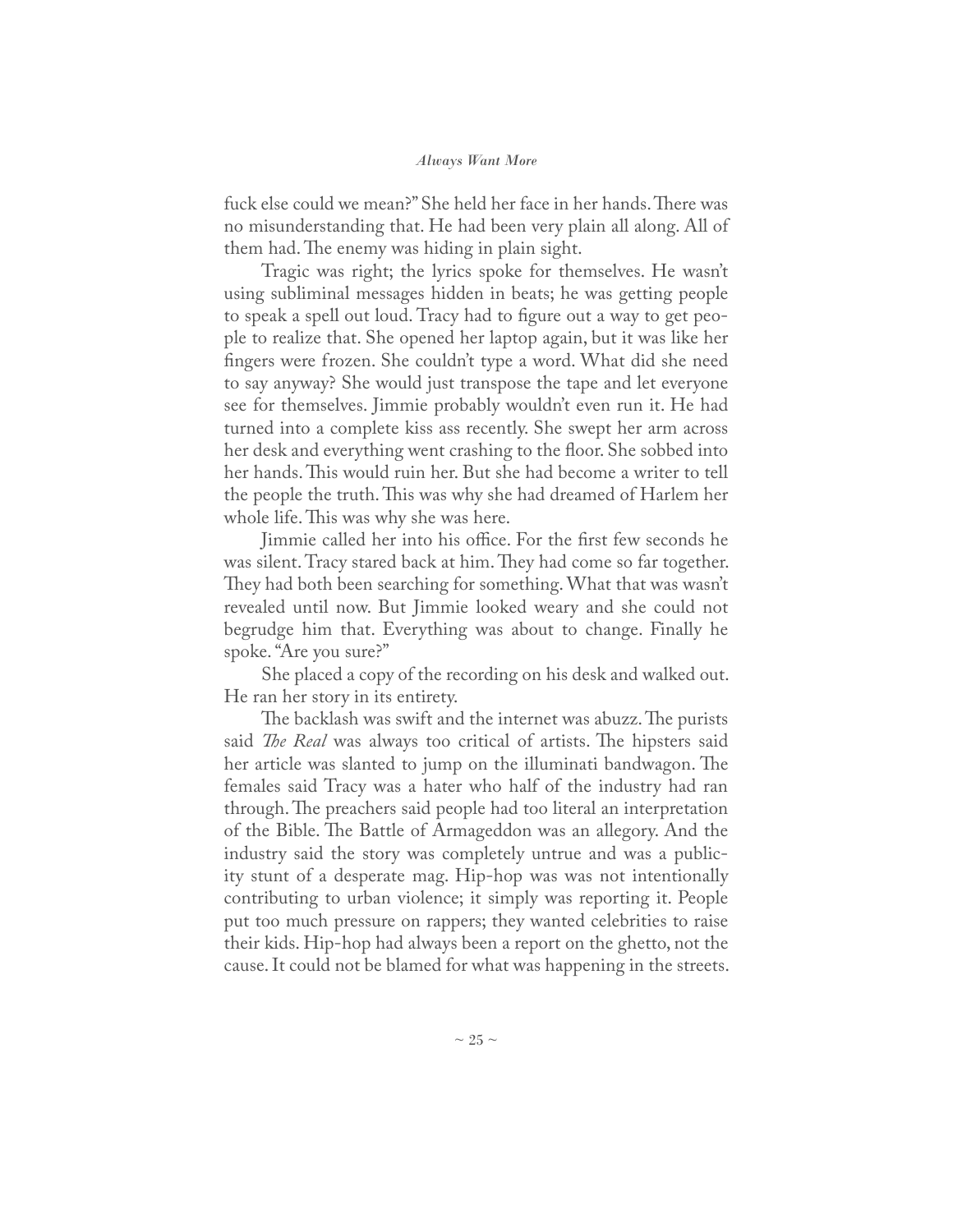fuck else could we mean?" She held her face in her hands. There was no misunderstanding that. He had been very plain all along. All of them had. The enemy was hiding in plain sight.

Tragic was right; the lyrics spoke for themselves. He wasn't using subliminal messages hidden in beats; he was getting people to speak a spell out loud. Tracy had to figure out a way to get people to realize that. She opened her laptop again, but it was like her fingers were frozen. She couldn't type a word. What did she need to say anyway? She would just transpose the tape and let everyone see for themselves. Jimmie probably wouldn't even run it. He had turned into a complete kiss ass recently. She swept her arm across her desk and everything went crashing to the floor. She sobbed into her hands. This would ruin her. But she had become a writer to tell the people the truth. This was why she had dreamed of Harlem her whole life. This was why she was here.

Jimmie called her into his office. For the first few seconds he was silent. Tracy stared back at him. They had come so far together. They had both been searching for something. What that was wasn't revealed until now. But Jimmie looked weary and she could not begrudge him that. Everything was about to change. Finally he spoke. "Are you sure?"

She placed a copy of the recording on his desk and walked out. He ran her story in its entirety.

The backlash was swift and the internet was abuzz. The purists said *The Real* was always too critical of artists. The hipsters said her article was slanted to jump on the illuminati bandwagon. The females said Tracy was a hater who half of the industry had ran through. The preachers said people had too literal an interpretation of the Bible. The Battle of Armageddon was an allegory. And the industry said the story was completely untrue and was a publicity stunt of a desperate mag. Hip-hop was was not intentionally contributing to urban violence; it simply was reporting it. People put too much pressure on rappers; they wanted celebrities to raise their kids. Hip-hop had always been a report on the ghetto, not the cause. It could not be blamed for what was happening in the streets.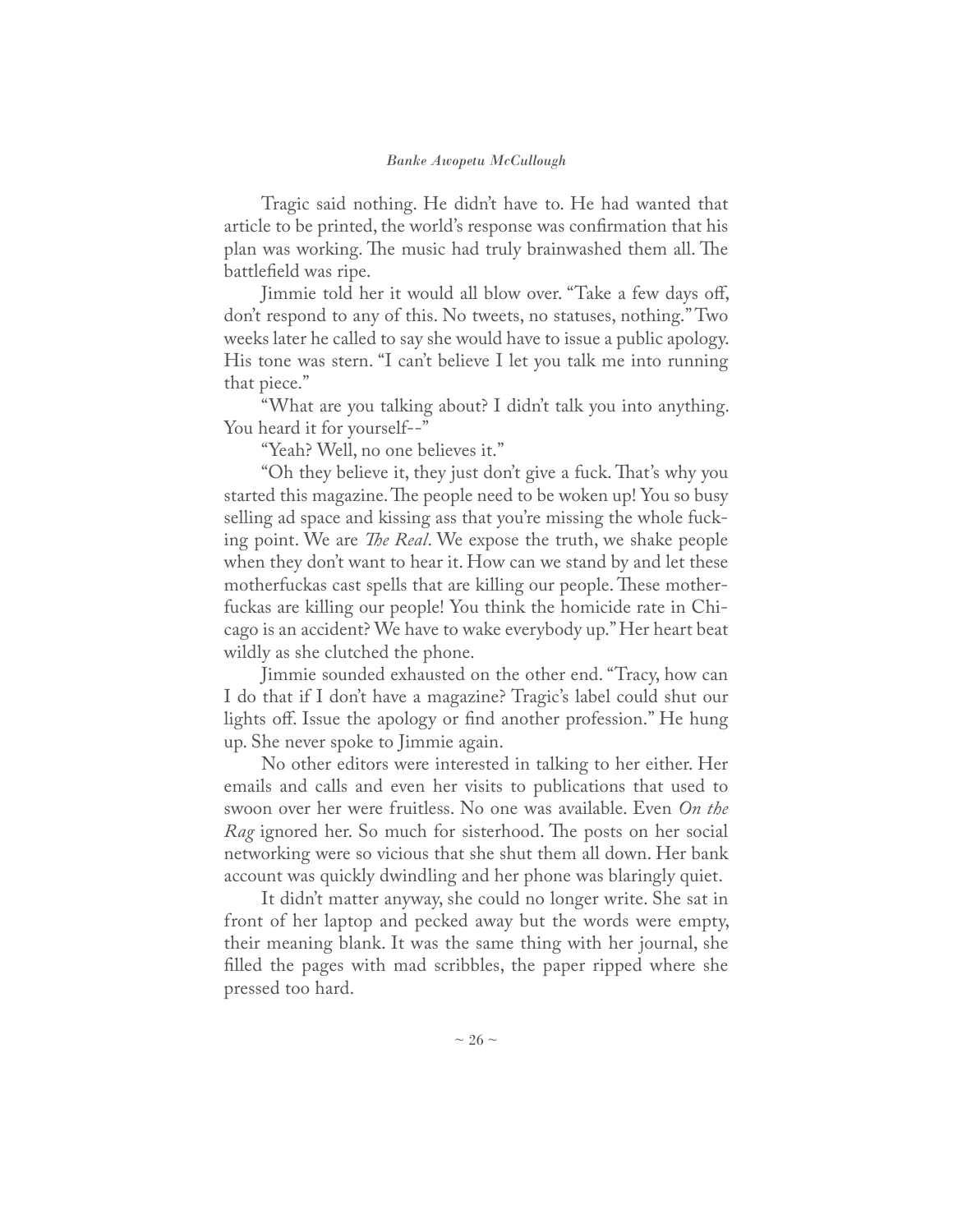Tragic said nothing. He didn't have to. He had wanted that article to be printed, the world's response was confirmation that his plan was working. The music had truly brainwashed them all. The battlefield was ripe.

Jimmie told her it would all blow over. "Take a few days off, don't respond to any of this. No tweets, no statuses, nothing." Two weeks later he called to say she would have to issue a public apology. His tone was stern. "I can't believe I let you talk me into running that piece."

"What are you talking about? I didn't talk you into anything. You heard it for yourself--"

"Yeah? Well, no one believes it."

"Oh they believe it, they just don't give a fuck. That's why you started this magazine. The people need to be woken up! You so busy selling ad space and kissing ass that you're missing the whole fucking point. We are *The Real*. We expose the truth, we shake people when they don't want to hear it. How can we stand by and let these motherfuckas cast spells that are killing our people. These motherfuckas are killing our people! You think the homicide rate in Chicago is an accident? We have to wake everybody up." Her heart beat wildly as she clutched the phone.

Jimmie sounded exhausted on the other end. "Tracy, how can I do that if I don't have a magazine? Tragic's label could shut our lights off. Issue the apology or find another profession." He hung up. She never spoke to Jimmie again.

No other editors were interested in talking to her either. Her emails and calls and even her visits to publications that used to swoon over her were fruitless. No one was available. Even *On the Rag* ignored her. So much for sisterhood. The posts on her social networking were so vicious that she shut them all down. Her bank account was quickly dwindling and her phone was blaringly quiet.

It didn't matter anyway, she could no longer write. She sat in front of her laptop and pecked away but the words were empty, their meaning blank. It was the same thing with her journal, she filled the pages with mad scribbles, the paper ripped where she pressed too hard.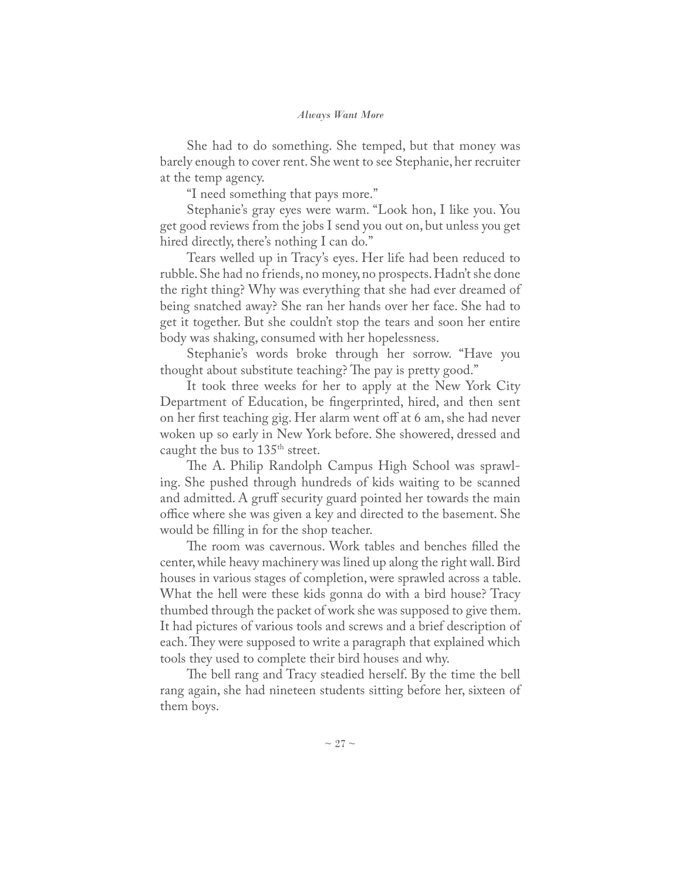She had to do something. She temped, but that money was barely enough to cover rent. She went to see Stephanie, her recruiter at the temp agency.

"I need something that pays more."

Stephanie's gray eyes were warm. "Look hon, I like you. You get good reviews from the jobs I send you out on, but unless you get hired directly, there's nothing I can do."

Tears welled up in Tracy's eyes. Her life had been reduced to rubble. She had no friends, no money, no prospects. Hadn't she done the right thing? Why was everything that she had ever dreamed of being snatched away? She ran her hands over her face. She had to get it together. But she couldn't stop the tears and soon her entire body was shaking, consumed with her hopelessness.

Stephanie's words broke through her sorrow. "Have you thought about substitute teaching? The pay is pretty good."

It took three weeks for her to apply at the New York City Department of Education, be fingerprinted, hired, and then sent on her first teaching gig. Her alarm went off at 6 am, she had never woken up so early in New York before. She showered, dressed and caught the bus to 135th street.

The A. Philip Randolph Campus High School was sprawling. She pushed through hundreds of kids waiting to be scanned and admitted. A gruff security guard pointed her towards the main office where she was given a key and directed to the basement. She would be filling in for the shop teacher.

The room was cavernous. Work tables and benches filled the center, while heavy machinery was lined up along the right wall. Bird houses in various stages of completion, were sprawled across a table. What the hell were these kids gonna do with a bird house? Tracy thumbed through the packet of work she was supposed to give them. It had pictures of various tools and screws and a brief description of each. They were supposed to write a paragraph that explained which tools they used to complete their bird houses and why.

The bell rang and Tracy steadied herself. By the time the bell rang again, she had nineteen students sitting before her, sixteen of them boys.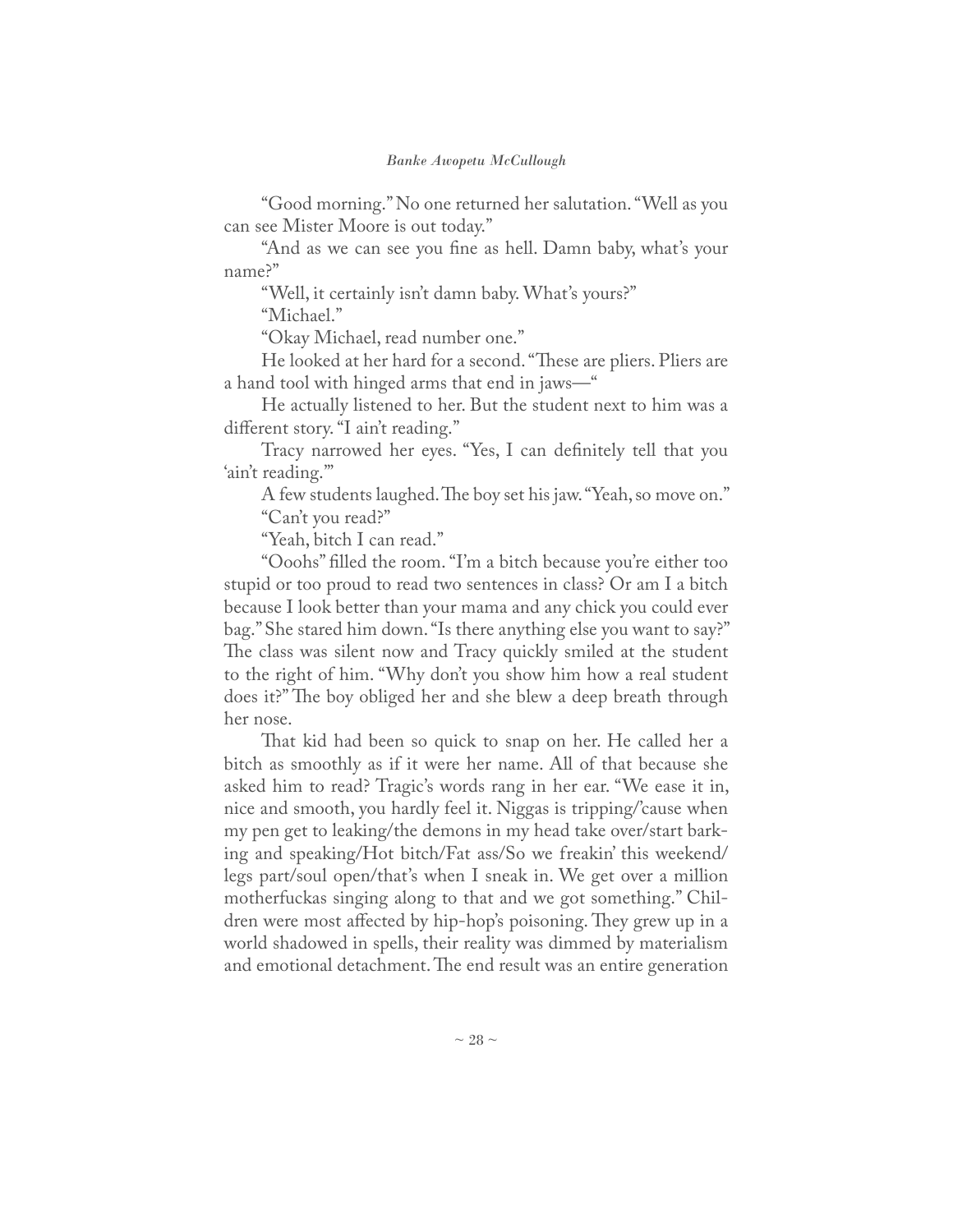"Good morning." No one returned her salutation. "Well as you can see Mister Moore is out today."

"And as we can see you fine as hell. Damn baby, what's your name?"

"Well, it certainly isn't damn baby. What's yours?"

"Michael."

"Okay Michael, read number one."

He looked at her hard for a second. "These are pliers. Pliers are a hand tool with hinged arms that end in jaws—"

He actually listened to her. But the student next to him was a different story. "I ain't reading."

Tracy narrowed her eyes. "Yes, I can definitely tell that you 'ain't reading.'"

A few students laughed. The boy set his jaw. "Yeah, so move on."

"Can't you read?"

"Yeah, bitch I can read."

"Ooohs" filled the room. "I'm a bitch because you're either too stupid or too proud to read two sentences in class? Or am I a bitch because I look better than your mama and any chick you could ever bag." She stared him down. "Is there anything else you want to say?" The class was silent now and Tracy quickly smiled at the student to the right of him. "Why don't you show him how a real student does it?" The boy obliged her and she blew a deep breath through her nose.

That kid had been so quick to snap on her. He called her a bitch as smoothly as if it were her name. All of that because she asked him to read? Tragic's words rang in her ear. "We ease it in, nice and smooth, you hardly feel it. Niggas is tripping/'cause when my pen get to leaking/the demons in my head take over/start barking and speaking/Hot bitch/Fat ass/So we freakin' this weekend/legs part/soul open/that's when I sneak in. We get over a million motherfuckas singing along to that and we got something." Children were most affected by hip-hop's poisoning. They grew up in a world shadowed in spells, their reality was dimmed by materialism and emotional detachment. The end result was an entire generation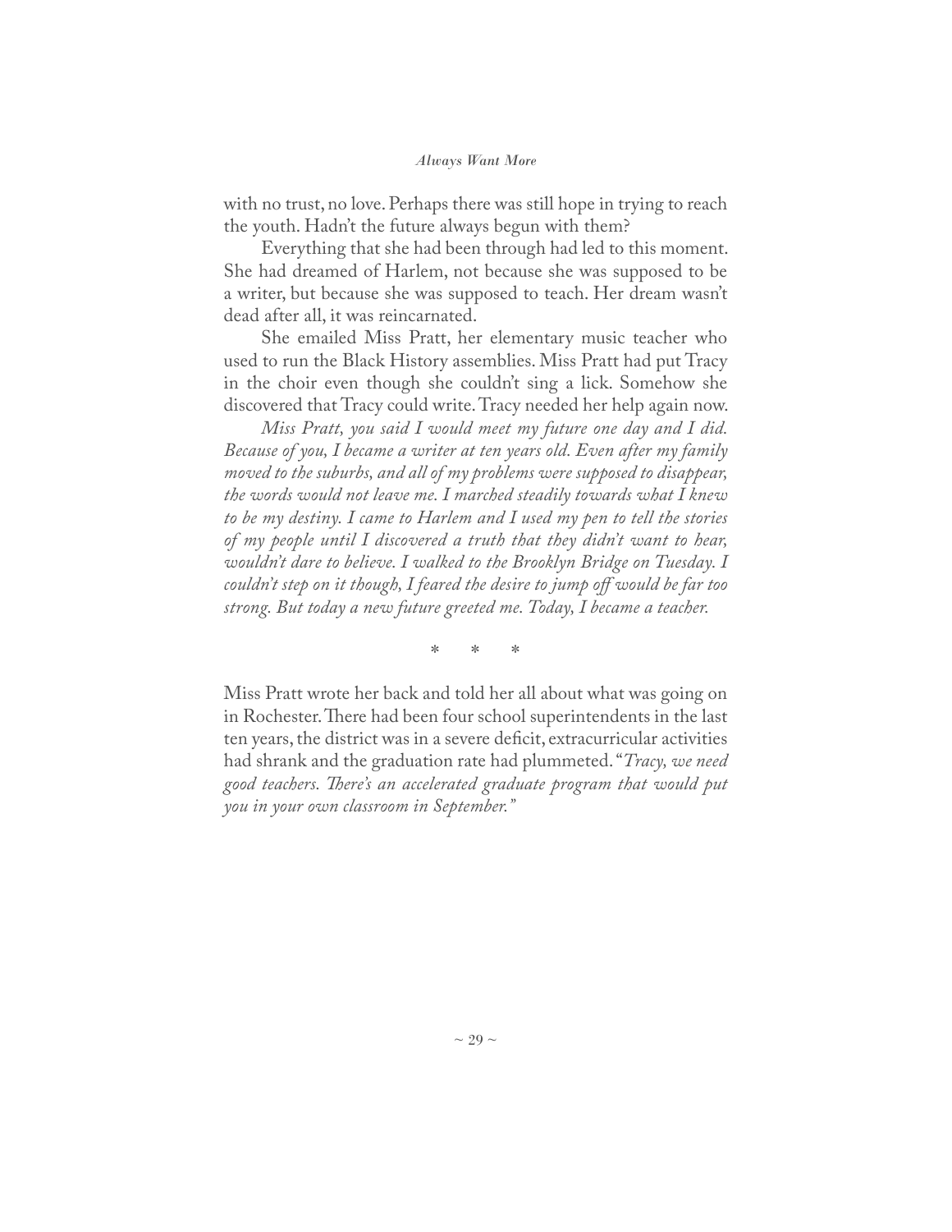with no trust, no love. Perhaps there was still hope in trying to reach the youth. Hadn't the future always begun with them?

Everything that she had been through had led to this moment. She had dreamed of Harlem, not because she was supposed to be a writer, but because she was supposed to teach. Her dream wasn't dead after all, it was reincarnated.

She emailed Miss Pratt, her elementary music teacher who used to run the Black History assemblies. Miss Pratt had put Tracy in the choir even though she couldn't sing a lick. Somehow she discovered that Tracy could write. Tracy needed her help again now.

*Miss Pratt, you said I would meet my future one day and I did. Because of you, I became a writer at ten years old. Even after my family moved to the suburbs, and all of my problems were supposed to disappear, the words would not leave me. I marched steadily towards what I knew to be my destiny. I came to Harlem and I used my pen to tell the stories of my people until I discovered a truth that they didn't want to hear, wouldn't dare to believe. I walked to the Brooklyn Bridge on Tuesday. I couldn't step on it though, I feared the desire to jump off would be far too strong. But today a new future greeted me. Today, I became a teacher.*

\* \* \*

Miss Pratt wrote her back and told her all about what was going on in Rochester. There had been four school superintendents in the last ten years, the district was in a severe deficit, extracurricular activities had shrank and the graduation rate had plummeted. "*Tracy, we need good teachers. There's an accelerated graduate program that would put you in your own classroom in September.*"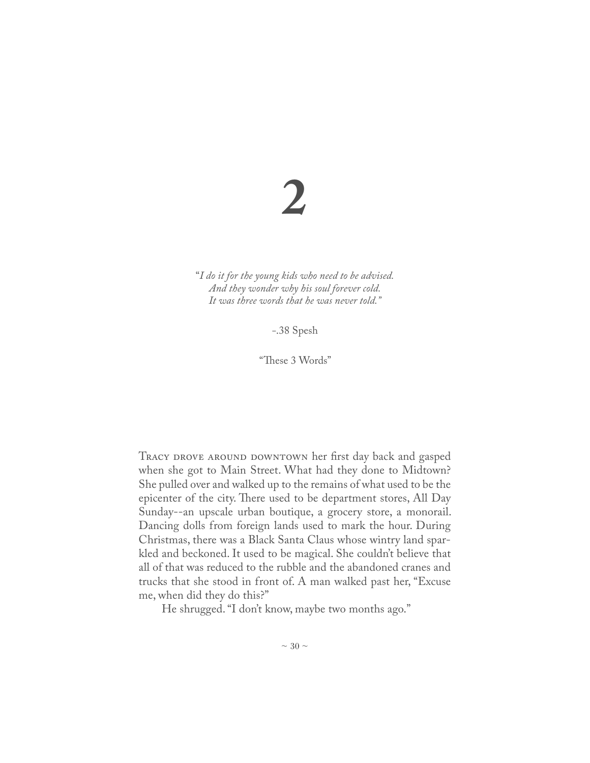# 2

*"I do it for the young kids who need to be advised.*
*And they wonder why his soul forever cold.*
*It was three words that he was never told."*

-.38 Spesh

"These 3 Words"

Tracy drove around downtown her first day back and gasped when she got to Main Street. What had they done to Midtown? She pulled over and walked up to the remains of what used to be the epicenter of the city. There used to be department stores, All Day Sunday--an upscale urban boutique, a grocery store, a monorail. Dancing dolls from foreign lands used to mark the hour. During Christmas, there was a Black Santa Claus whose wintry land sparkled and beckoned. It used to be magical. She couldn't believe that all of that was reduced to the rubble and the abandoned cranes and trucks that she stood in front of. A man walked past her, "Excuse me, when did they do this?"

He shrugged. "I don't know, maybe two months ago."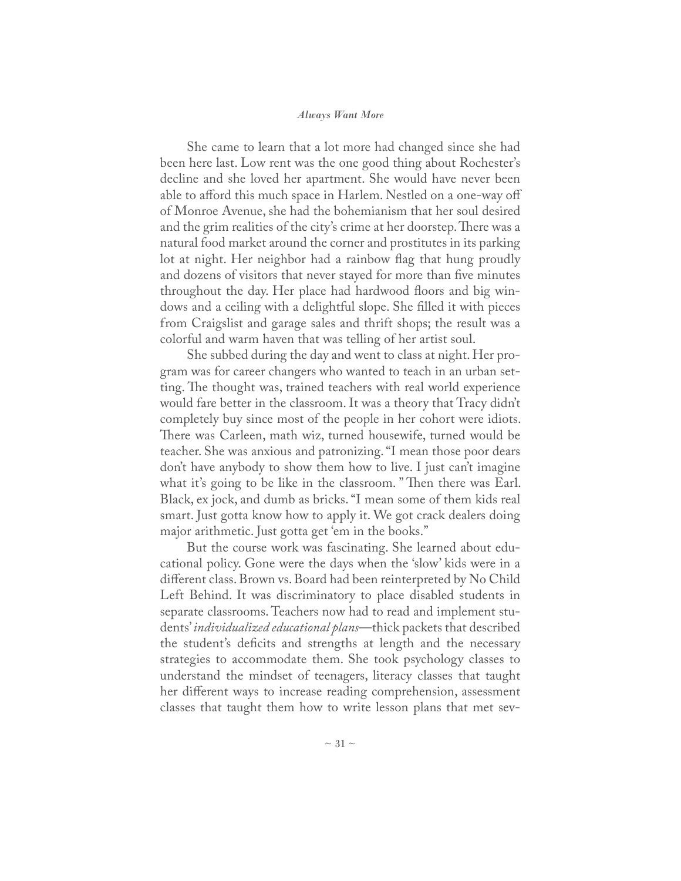She came to learn that a lot more had changed since she had been here last. Low rent was the one good thing about Rochester's decline and she loved her apartment. She would have never been able to afford this much space in Harlem. Nestled on a one-way off of Monroe Avenue, she had the bohemianism that her soul desired and the grim realities of the city's crime at her doorstep. There was a natural food market around the corner and prostitutes in its parking lot at night. Her neighbor had a rainbow flag that hung proudly and dozens of visitors that never stayed for more than five minutes throughout the day. Her place had hardwood floors and big windows and a ceiling with a delightful slope. She filled it with pieces from Craigslist and garage sales and thrift shops; the result was a colorful and warm haven that was telling of her artist soul.

She subbed during the day and went to class at night. Her program was for career changers who wanted to teach in an urban setting. The thought was, trained teachers with real world experience would fare better in the classroom. It was a theory that Tracy didn't completely buy since most of the people in her cohort were idiots. There was Carleen, math wiz, turned housewife, turned would be teacher. She was anxious and patronizing. "I mean those poor dears don't have anybody to show them how to live. I just can't imagine what it's going to be like in the classroom. " Then there was Earl. Black, ex jock, and dumb as bricks. "I mean some of them kids real smart. Just gotta know how to apply it. We got crack dealers doing major arithmetic. Just gotta get 'em in the books."

But the course work was fascinating. She learned about educational policy. Gone were the days when the 'slow' kids were in a different class. Brown vs. Board had been reinterpreted by No Child Left Behind. It was discriminatory to place disabled students in separate classrooms. Teachers now had to read and implement students' *individualized educational plans*—thick packets that described the student's deficits and strengths at length and the necessary strategies to accommodate them. She took psychology classes to understand the mindset of teenagers, literacy classes that taught her different ways to increase reading comprehension, assessment classes that taught them how to write lesson plans that met sev-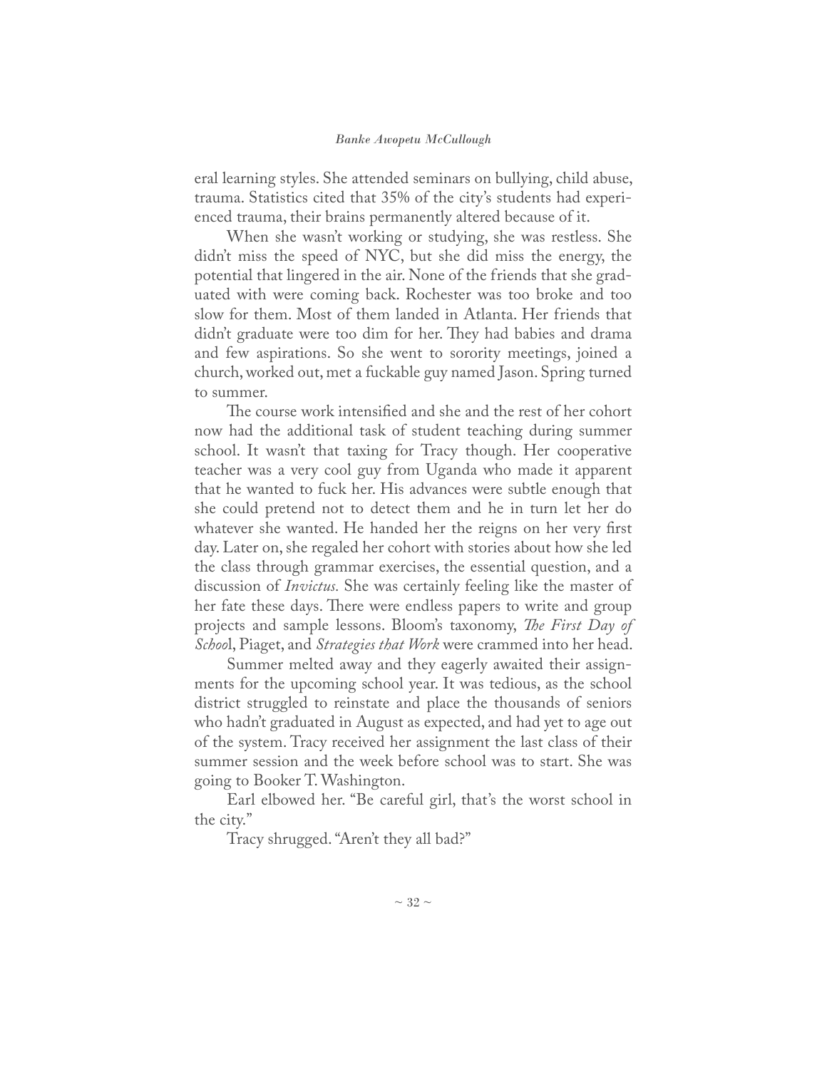eral learning styles. She attended seminars on bullying, child abuse, trauma. Statistics cited that 35% of the city's students had experienced trauma, their brains permanently altered because of it.

When she wasn't working or studying, she was restless. She didn't miss the speed of NYC, but she did miss the energy, the potential that lingered in the air. None of the friends that she graduated with were coming back. Rochester was too broke and too slow for them. Most of them landed in Atlanta. Her friends that didn't graduate were too dim for her. They had babies and drama and few aspirations. So she went to sorority meetings, joined a church, worked out, met a fuckable guy named Jason. Spring turned to summer.

The course work intensified and she and the rest of her cohort now had the additional task of student teaching during summer school. It wasn't that taxing for Tracy though. Her cooperative teacher was a very cool guy from Uganda who made it apparent that he wanted to fuck her. His advances were subtle enough that she could pretend not to detect them and he in turn let her do whatever she wanted. He handed her the reigns on her very first day. Later on, she regaled her cohort with stories about how she led the class through grammar exercises, the essential question, and a discussion of *Invictus.* She was certainly feeling like the master of her fate these days. There were endless papers to write and group projects and sample lessons. Bloom's taxonomy, *The First Day of Schoo*l, Piaget, and *Strategies that Work* were crammed into her head.

Summer melted away and they eagerly awaited their assignments for the upcoming school year. It was tedious, as the school district struggled to reinstate and place the thousands of seniors who hadn't graduated in August as expected, and had yet to age out of the system. Tracy received her assignment the last class of their summer session and the week before school was to start. She was going to Booker T. Washington.

Earl elbowed her. "Be careful girl, that's the worst school in the city."

Tracy shrugged. "Aren't they all bad?"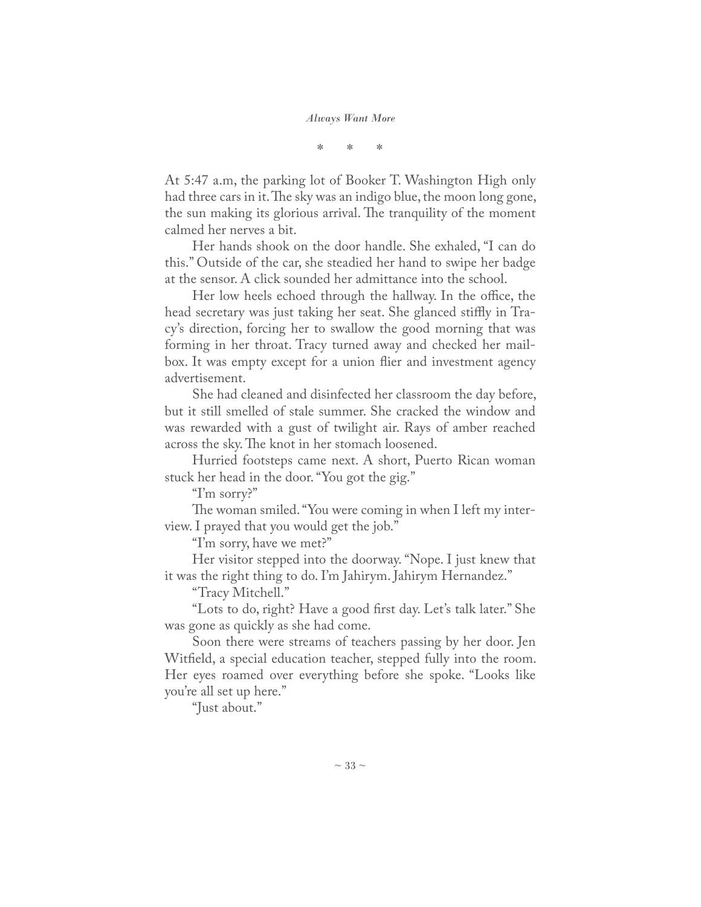\*       \*       \*

At 5:47 a.m, the parking lot of Booker T. Washington High only had three cars in it. The sky was an indigo blue, the moon long gone, the sun making its glorious arrival. The tranquility of the moment calmed her nerves a bit.

Her hands shook on the door handle. She exhaled, "I can do this." Outside of the car, she steadied her hand to swipe her badge at the sensor. A click sounded her admittance into the school.

Her low heels echoed through the hallway. In the office, the head secretary was just taking her seat. She glanced stiffly in Tracy's direction, forcing her to swallow the good morning that was forming in her throat. Tracy turned away and checked her mailbox. It was empty except for a union flier and investment agency advertisement.

She had cleaned and disinfected her classroom the day before, but it still smelled of stale summer. She cracked the window and was rewarded with a gust of twilight air. Rays of amber reached across the sky. The knot in her stomach loosened.

Hurried footsteps came next. A short, Puerto Rican woman stuck her head in the door. "You got the gig."

"I'm sorry?"

The woman smiled. "You were coming in when I left my interview. I prayed that you would get the job."

"I'm sorry, have we met?"

Her visitor stepped into the doorway. "Nope. I just knew that it was the right thing to do. I'm Jahirym. Jahirym Hernandez."

"Tracy Mitchell."

"Lots to do, right? Have a good first day. Let's talk later." She was gone as quickly as she had come.

Soon there were streams of teachers passing by her door. Jen Witfield, a special education teacher, stepped fully into the room. Her eyes roamed over everything before she spoke. "Looks like you're all set up here."

"Just about."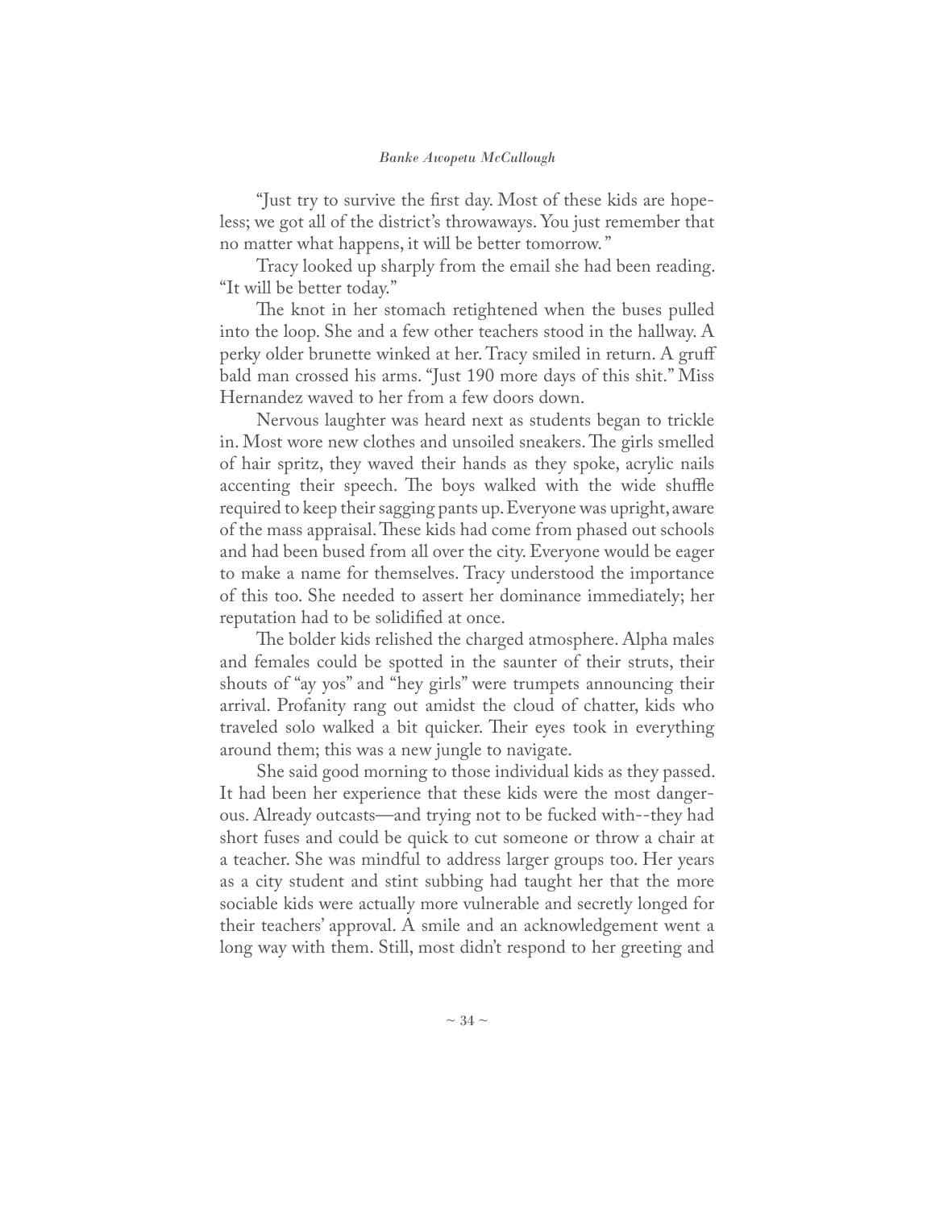"Just try to survive the first day. Most of these kids are hopeless; we got all of the district's throwaways. You just remember that no matter what happens, it will be better tomorrow."

Tracy looked up sharply from the email she had been reading. "It will be better today."

The knot in her stomach retightened when the buses pulled into the loop. She and a few other teachers stood in the hallway. A perky older brunette winked at her. Tracy smiled in return. A gruff bald man crossed his arms. "Just 190 more days of this shit." Miss Hernandez waved to her from a few doors down.

Nervous laughter was heard next as students began to trickle in. Most wore new clothes and unsoiled sneakers. The girls smelled of hair spritz, they waved their hands as they spoke, acrylic nails accenting their speech. The boys walked with the wide shuffle required to keep their sagging pants up. Everyone was upright, aware of the mass appraisal. These kids had come from phased out schools and had been bused from all over the city. Everyone would be eager to make a name for themselves. Tracy understood the importance of this too. She needed to assert her dominance immediately; her reputation had to be solidified at once.

The bolder kids relished the charged atmosphere. Alpha males and females could be spotted in the saunter of their struts, their shouts of "ay yos" and "hey girls" were trumpets announcing their arrival. Profanity rang out amidst the cloud of chatter, kids who traveled solo walked a bit quicker. Their eyes took in everything around them; this was a new jungle to navigate.

She said good morning to those individual kids as they passed. It had been her experience that these kids were the most dangerous. Already outcasts—and trying not to be fucked with--they had short fuses and could be quick to cut someone or throw a chair at a teacher. She was mindful to address larger groups too. Her years as a city student and stint subbing had taught her that the more sociable kids were actually more vulnerable and secretly longed for their teachers' approval. A smile and an acknowledgement went a long way with them. Still, most didn't respond to her greeting and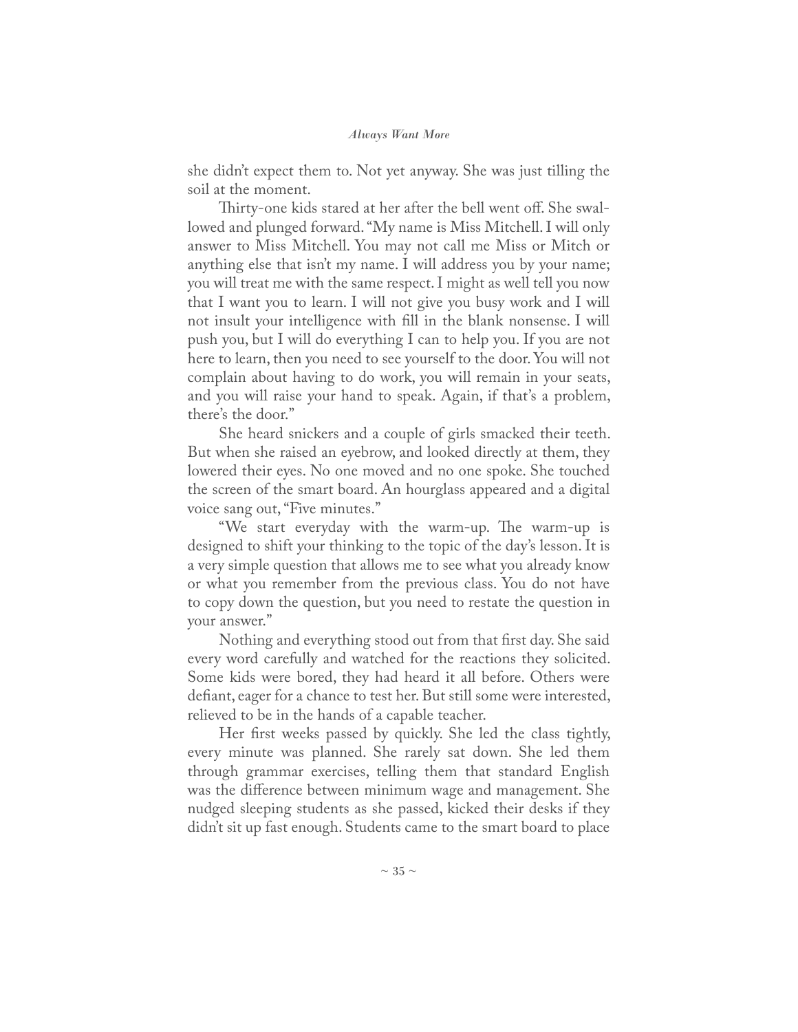she didn't expect them to. Not yet anyway. She was just tilling the soil at the moment.

Thirty-one kids stared at her after the bell went off. She swallowed and plunged forward. "My name is Miss Mitchell. I will only answer to Miss Mitchell. You may not call me Miss or Mitch or anything else that isn't my name. I will address you by your name; you will treat me with the same respect. I might as well tell you now that I want you to learn. I will not give you busy work and I will not insult your intelligence with fill in the blank nonsense. I will push you, but I will do everything I can to help you. If you are not here to learn, then you need to see yourself to the door. You will not complain about having to do work, you will remain in your seats, and you will raise your hand to speak. Again, if that's a problem, there's the door."

She heard snickers and a couple of girls smacked their teeth. But when she raised an eyebrow, and looked directly at them, they lowered their eyes. No one moved and no one spoke. She touched the screen of the smart board. An hourglass appeared and a digital voice sang out, "Five minutes."

"We start everyday with the warm-up. The warm-up is designed to shift your thinking to the topic of the day's lesson. It is a very simple question that allows me to see what you already know or what you remember from the previous class. You do not have to copy down the question, but you need to restate the question in your answer."

Nothing and everything stood out from that first day. She said every word carefully and watched for the reactions they solicited. Some kids were bored, they had heard it all before. Others were defiant, eager for a chance to test her. But still some were interested, relieved to be in the hands of a capable teacher.

Her first weeks passed by quickly. She led the class tightly, every minute was planned. She rarely sat down. She led them through grammar exercises, telling them that standard English was the difference between minimum wage and management. She nudged sleeping students as she passed, kicked their desks if they didn't sit up fast enough. Students came to the smart board to place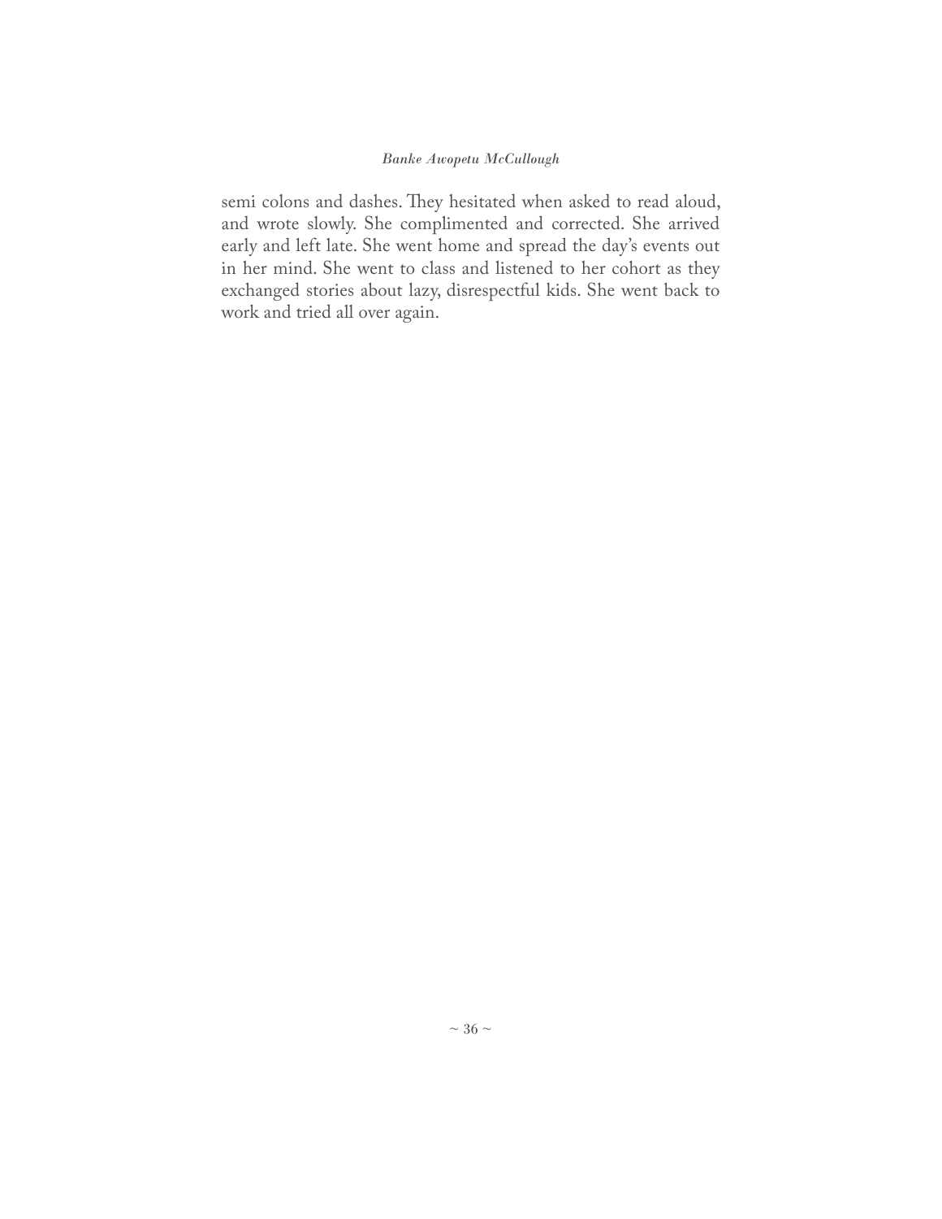semi colons and dashes. They hesitated when asked to read aloud, and wrote slowly. She complimented and corrected. She arrived early and left late. She went home and spread the day's events out in her mind. She went to class and listened to her cohort as they exchanged stories about lazy, disrespectful kids. She went back to work and tried all over again.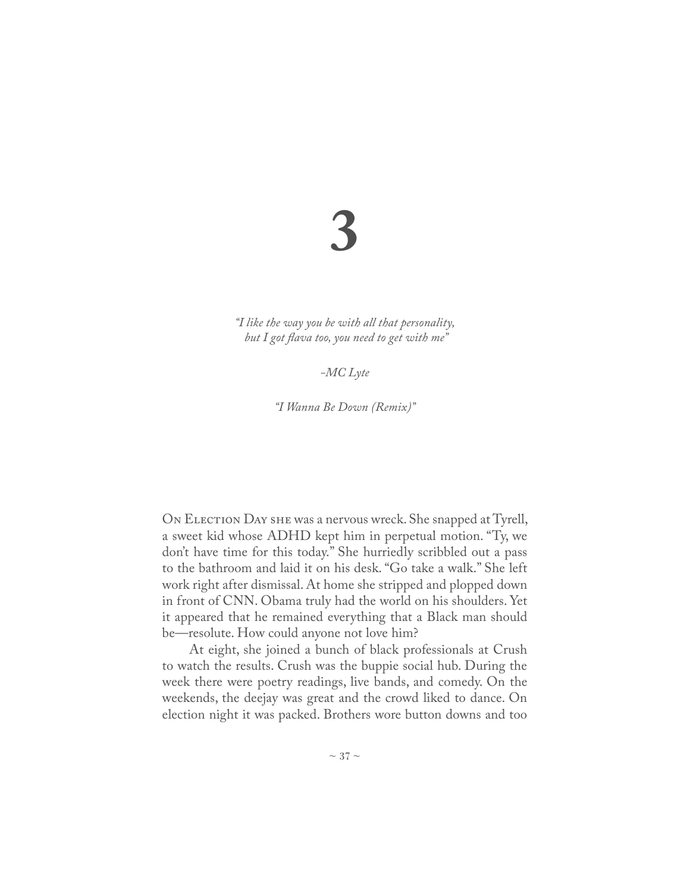# 3

*"I like the way you be with all that personality,*
*but I got flava too, you need to get with me"*

*-MC Lyte*

*"I Wanna Be Down (Remix)"*

On Election Day she was a nervous wreck. She snapped at Tyrell, a sweet kid whose ADHD kept him in perpetual motion. "Ty, we don't have time for this today." She hurriedly scribbled out a pass to the bathroom and laid it on his desk. "Go take a walk." She left work right after dismissal. At home she stripped and plopped down in front of CNN. Obama truly had the world on his shoulders. Yet it appeared that he remained everything that a Black man should be—resolute. How could anyone not love him?

At eight, she joined a bunch of black professionals at Crush to watch the results. Crush was the buppie social hub. During the week there were poetry readings, live bands, and comedy. On the weekends, the deejay was great and the crowd liked to dance. On election night it was packed. Brothers wore button downs and too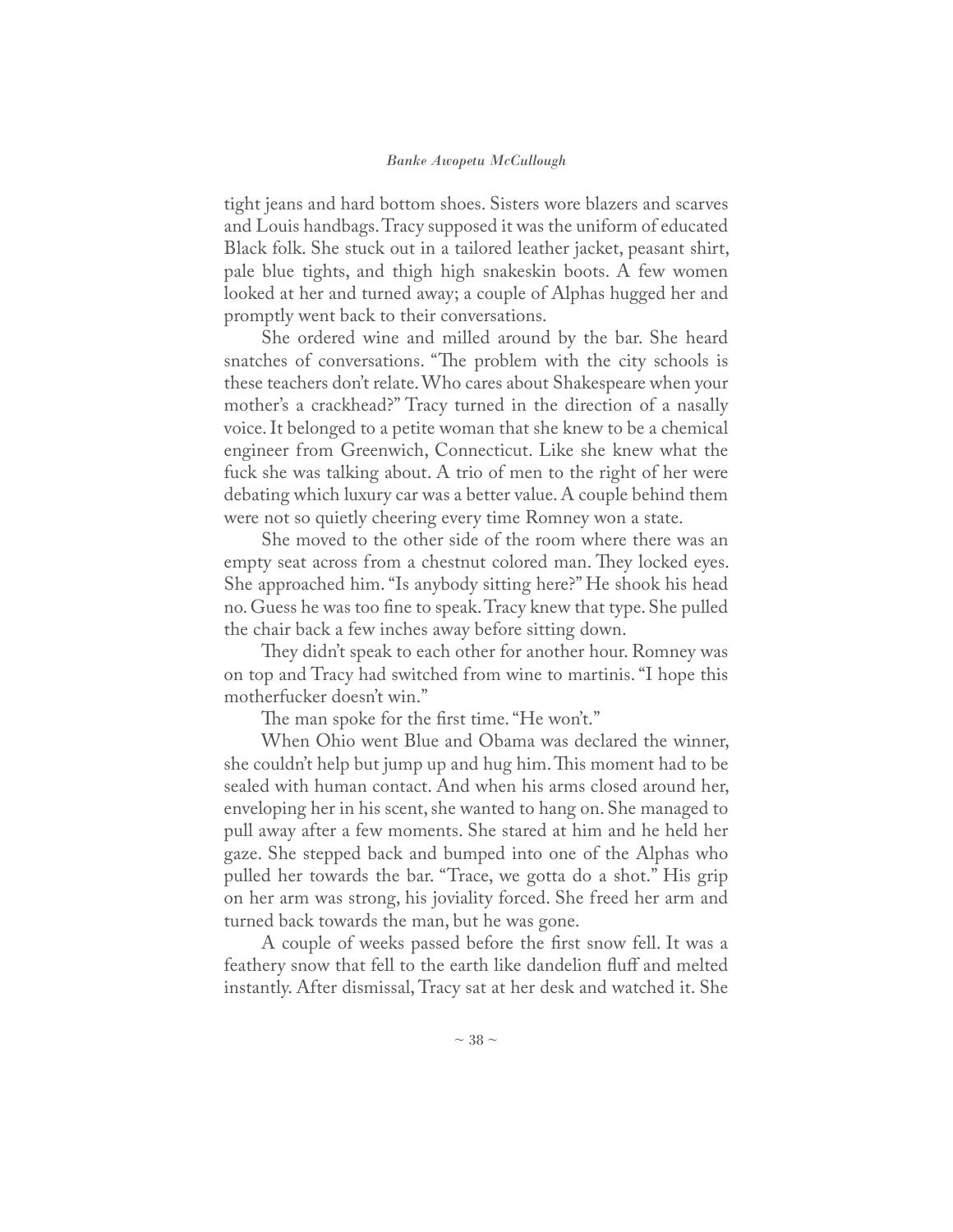tight jeans and hard bottom shoes. Sisters wore blazers and scarves and Louis handbags. Tracy supposed it was the uniform of educated Black folk. She stuck out in a tailored leather jacket, peasant shirt, pale blue tights, and thigh high snakeskin boots. A few women looked at her and turned away; a couple of Alphas hugged her and promptly went back to their conversations.

She ordered wine and milled around by the bar. She heard snatches of conversations. "The problem with the city schools is these teachers don't relate. Who cares about Shakespeare when your mother's a crackhead?" Tracy turned in the direction of a nasally voice. It belonged to a petite woman that she knew to be a chemical engineer from Greenwich, Connecticut. Like she knew what the fuck she was talking about. A trio of men to the right of her were debating which luxury car was a better value. A couple behind them were not so quietly cheering every time Romney won a state.

She moved to the other side of the room where there was an empty seat across from a chestnut colored man. They locked eyes. She approached him. "Is anybody sitting here?" He shook his head no. Guess he was too fine to speak. Tracy knew that type. She pulled the chair back a few inches away before sitting down.

They didn't speak to each other for another hour. Romney was on top and Tracy had switched from wine to martinis. "I hope this motherfucker doesn't win."

The man spoke for the first time. "He won't."

When Ohio went Blue and Obama was declared the winner, she couldn't help but jump up and hug him. This moment had to be sealed with human contact. And when his arms closed around her, enveloping her in his scent, she wanted to hang on. She managed to pull away after a few moments. She stared at him and he held her gaze. She stepped back and bumped into one of the Alphas who pulled her towards the bar. "Trace, we gotta do a shot." His grip on her arm was strong, his joviality forced. She freed her arm and turned back towards the man, but he was gone.

A couple of weeks passed before the first snow fell. It was a feathery snow that fell to the earth like dandelion fluff and melted instantly. After dismissal, Tracy sat at her desk and watched it. She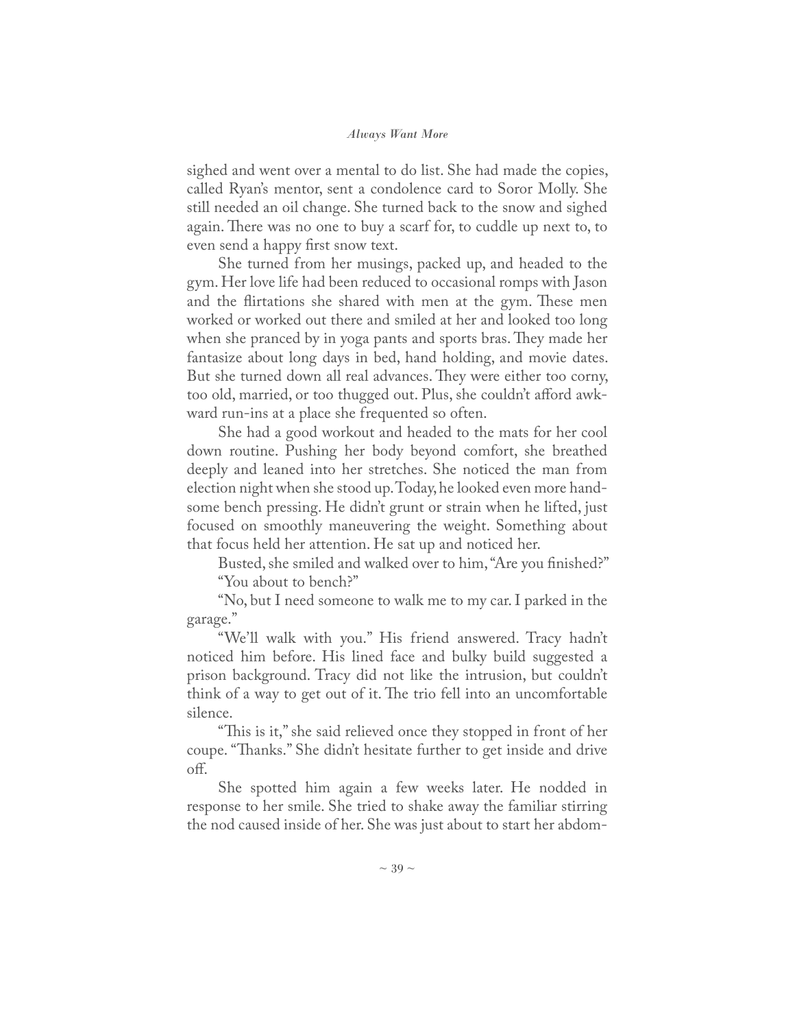sighed and went over a mental to do list. She had made the copies, called Ryan's mentor, sent a condolence card to Soror Molly. She still needed an oil change. She turned back to the snow and sighed again. There was no one to buy a scarf for, to cuddle up next to, to even send a happy first snow text.

She turned from her musings, packed up, and headed to the gym. Her love life had been reduced to occasional romps with Jason and the flirtations she shared with men at the gym. These men worked or worked out there and smiled at her and looked too long when she pranced by in yoga pants and sports bras. They made her fantasize about long days in bed, hand holding, and movie dates. But she turned down all real advances. They were either too corny, too old, married, or too thugged out. Plus, she couldn't afford awkward run-ins at a place she frequented so often.

She had a good workout and headed to the mats for her cool down routine. Pushing her body beyond comfort, she breathed deeply and leaned into her stretches. She noticed the man from election night when she stood up. Today, he looked even more handsome bench pressing. He didn't grunt or strain when he lifted, just focused on smoothly maneuvering the weight. Something about that focus held her attention. He sat up and noticed her.

Busted, she smiled and walked over to him, "Are you finished?"

"You about to bench?"

"No, but I need someone to walk me to my car. I parked in the garage."

"We'll walk with you." His friend answered. Tracy hadn't noticed him before. His lined face and bulky build suggested a prison background. Tracy did not like the intrusion, but couldn't think of a way to get out of it. The trio fell into an uncomfortable silence.

"This is it," she said relieved once they stopped in front of her coupe. "Thanks." She didn't hesitate further to get inside and drive off.

She spotted him again a few weeks later. He nodded in response to her smile. She tried to shake away the familiar stirring the nod caused inside of her. She was just about to start her abdom-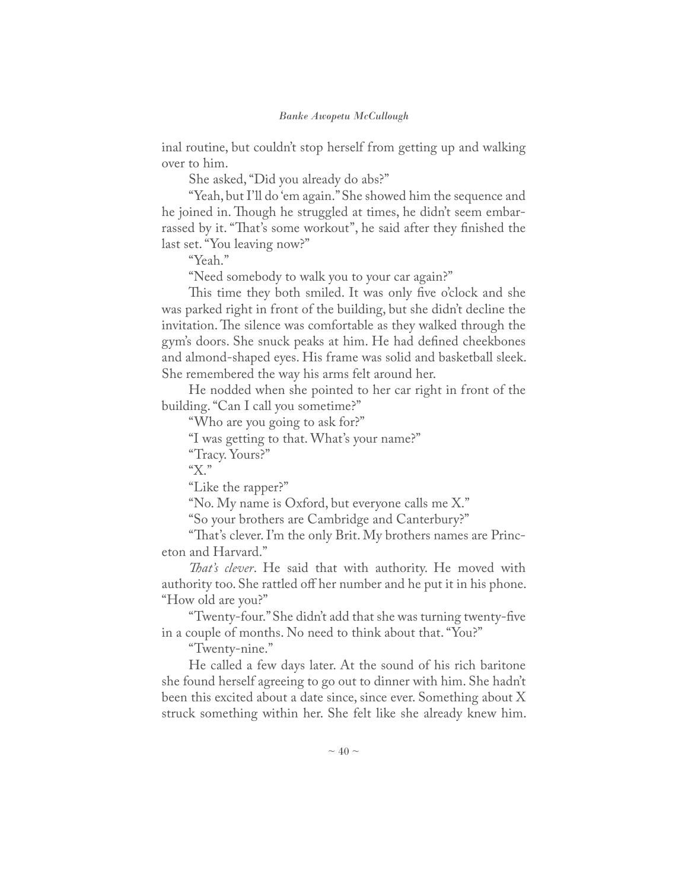inal routine, but couldn't stop herself from getting up and walking over to him.

She asked, "Did you already do abs?"

"Yeah, but I'll do 'em again." She showed him the sequence and he joined in. Though he struggled at times, he didn't seem embarrassed by it. "That's some workout", he said after they finished the last set. "You leaving now?"

"Yeah."

"Need somebody to walk you to your car again?"

This time they both smiled. It was only five o'clock and she was parked right in front of the building, but she didn't decline the invitation. The silence was comfortable as they walked through the gym's doors. She snuck peaks at him. He had defined cheekbones and almond-shaped eyes. His frame was solid and basketball sleek. She remembered the way his arms felt around her.

He nodded when she pointed to her car right in front of the building. "Can I call you sometime?"

"Who are you going to ask for?"

"I was getting to that. What's your name?"

"Tracy. Yours?"

"X."

"Like the rapper?"

"No. My name is Oxford, but everyone calls me X."

"So your brothers are Cambridge and Canterbury?"

"That's clever. I'm the only Brit. My brothers names are Princeton and Harvard."

*That's clever*. He said that with authority. He moved with authority too. She rattled off her number and he put it in his phone. "How old are you?"

"Twenty-four." She didn't add that she was turning twenty-five in a couple of months. No need to think about that. "You?"

"Twenty-nine."

He called a few days later. At the sound of his rich baritone she found herself agreeing to go out to dinner with him. She hadn't been this excited about a date since, since ever. Something about X struck something within her. She felt like she already knew him.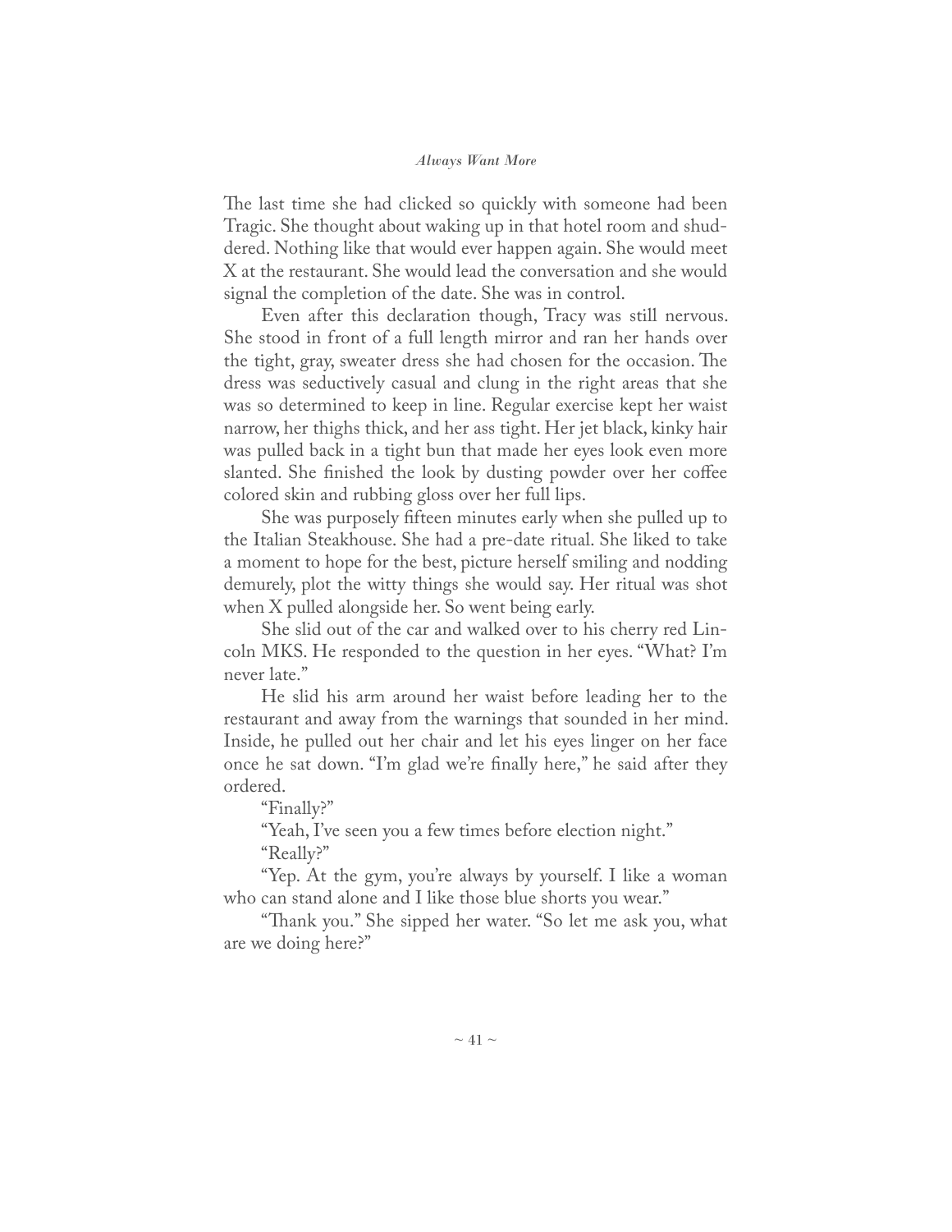The last time she had clicked so quickly with someone had been Tragic. She thought about waking up in that hotel room and shuddered. Nothing like that would ever happen again. She would meet X at the restaurant. She would lead the conversation and she would signal the completion of the date. She was in control.

Even after this declaration though, Tracy was still nervous. She stood in front of a full length mirror and ran her hands over the tight, gray, sweater dress she had chosen for the occasion. The dress was seductively casual and clung in the right areas that she was so determined to keep in line. Regular exercise kept her waist narrow, her thighs thick, and her ass tight. Her jet black, kinky hair was pulled back in a tight bun that made her eyes look even more slanted. She finished the look by dusting powder over her coffee colored skin and rubbing gloss over her full lips.

She was purposely fifteen minutes early when she pulled up to the Italian Steakhouse. She had a pre-date ritual. She liked to take a moment to hope for the best, picture herself smiling and nodding demurely, plot the witty things she would say. Her ritual was shot when X pulled alongside her. So went being early.

She slid out of the car and walked over to his cherry red Lincoln MKS. He responded to the question in her eyes. "What? I'm never late."

He slid his arm around her waist before leading her to the restaurant and away from the warnings that sounded in her mind. Inside, he pulled out her chair and let his eyes linger on her face once he sat down. "I'm glad we're finally here," he said after they ordered.

"Finally?"

"Yeah, I've seen you a few times before election night."

"Really?"

"Yep. At the gym, you're always by yourself. I like a woman who can stand alone and I like those blue shorts you wear."

"Thank you." She sipped her water. "So let me ask you, what are we doing here?"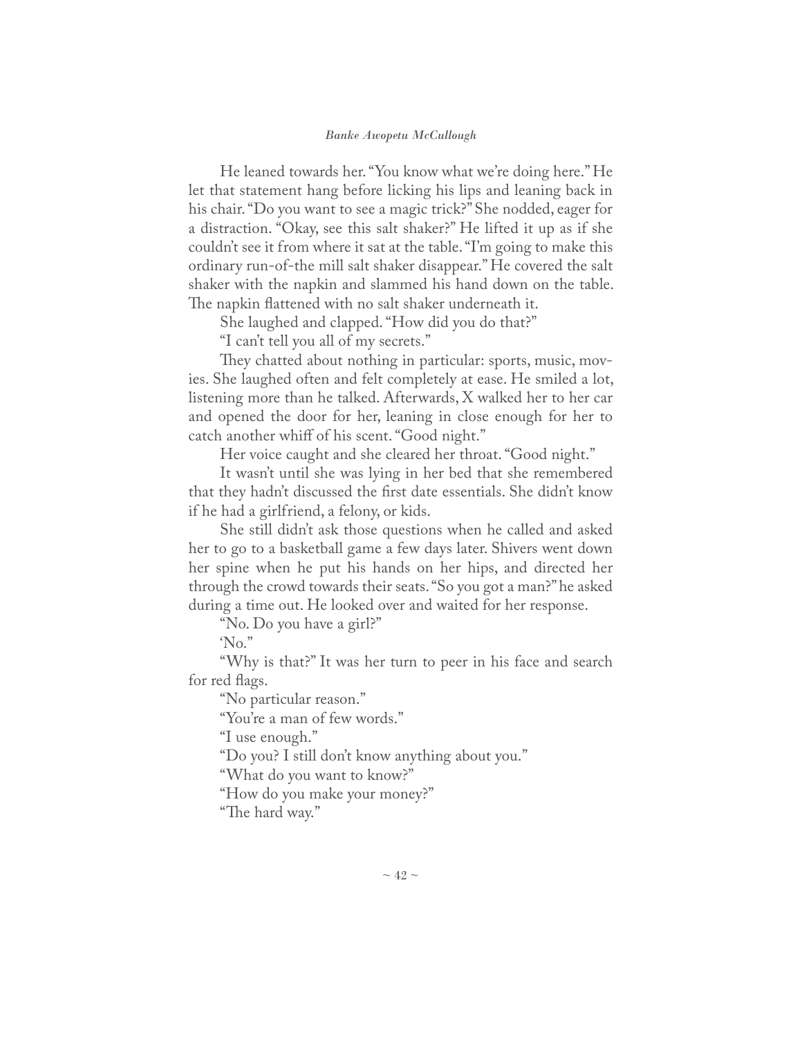He leaned towards her. "You know what we're doing here." He let that statement hang before licking his lips and leaning back in his chair. "Do you want to see a magic trick?" She nodded, eager for a distraction. "Okay, see this salt shaker?" He lifted it up as if she couldn't see it from where it sat at the table. "I'm going to make this ordinary run-of-the mill salt shaker disappear." He covered the salt shaker with the napkin and slammed his hand down on the table. The napkin flattened with no salt shaker underneath it.

She laughed and clapped. "How did you do that?"

"I can't tell you all of my secrets."

They chatted about nothing in particular: sports, music, movies. She laughed often and felt completely at ease. He smiled a lot, listening more than he talked. Afterwards, X walked her to her car and opened the door for her, leaning in close enough for her to catch another whiff of his scent. "Good night."

Her voice caught and she cleared her throat. "Good night."

It wasn't until she was lying in her bed that she remembered that they hadn't discussed the first date essentials. She didn't know if he had a girlfriend, a felony, or kids.

She still didn't ask those questions when he called and asked her to go to a basketball game a few days later. Shivers went down her spine when he put his hands on her hips, and directed her through the crowd towards their seats. "So you got a man?" he asked during a time out. He looked over and waited for her response.

"No. Do you have a girl?"

'No."

"Why is that?" It was her turn to peer in his face and search for red flags.

"No particular reason."

"You're a man of few words."

"I use enough."

"Do you? I still don't know anything about you."

"What do you want to know?"

"How do you make your money?"

"The hard way."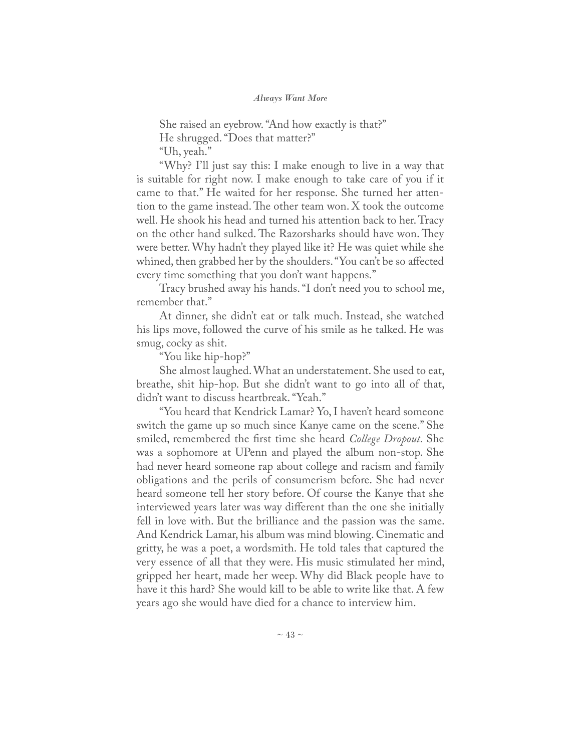She raised an eyebrow. "And how exactly is that?"

He shrugged. "Does that matter?"

"Uh, yeah."

"Why? I'll just say this: I make enough to live in a way that is suitable for right now. I make enough to take care of you if it came to that." He waited for her response. She turned her attention to the game instead. The other team won. X took the outcome well. He shook his head and turned his attention back to her. Tracy on the other hand sulked. The Razorsharks should have won. They were better. Why hadn't they played like it? He was quiet while she whined, then grabbed her by the shoulders. "You can't be so affected every time something that you don't want happens."

Tracy brushed away his hands. "I don't need you to school me, remember that."

At dinner, she didn't eat or talk much. Instead, she watched his lips move, followed the curve of his smile as he talked. He was smug, cocky as shit.

"You like hip-hop?"

She almost laughed. What an understatement. She used to eat, breathe, shit hip-hop. But she didn't want to go into all of that, didn't want to discuss heartbreak. "Yeah."

"You heard that Kendrick Lamar? Yo, I haven't heard someone switch the game up so much since Kanye came on the scene." She smiled, remembered the first time she heard *College Dropout.* She was a sophomore at UPenn and played the album non-stop. She had never heard someone rap about college and racism and family obligations and the perils of consumerism before. She had never heard someone tell her story before. Of course the Kanye that she interviewed years later was way different than the one she initially fell in love with. But the brilliance and the passion was the same. And Kendrick Lamar, his album was mind blowing. Cinematic and gritty, he was a poet, a wordsmith. He told tales that captured the very essence of all that they were. His music stimulated her mind, gripped her heart, made her weep. Why did Black people have to have it this hard? She would kill to be able to write like that. A few years ago she would have died for a chance to interview him.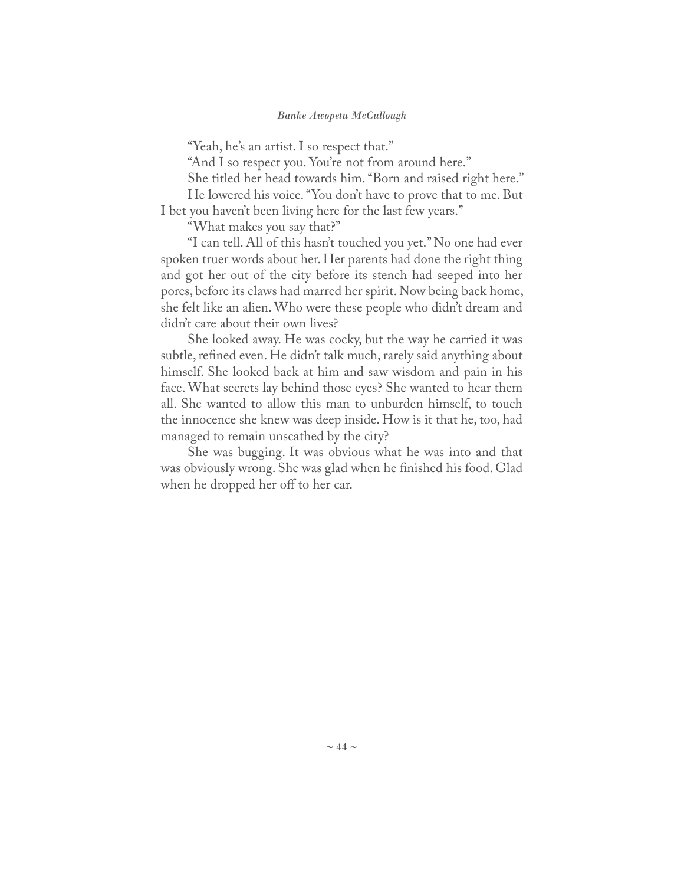"Yeah, he's an artist. I so respect that."

"And I so respect you. You're not from around here."

She titled her head towards him. "Born and raised right here."

He lowered his voice. "You don't have to prove that to me. But I bet you haven't been living here for the last few years."

"What makes you say that?"

"I can tell. All of this hasn't touched you yet." No one had ever spoken truer words about her. Her parents had done the right thing and got her out of the city before its stench had seeped into her pores, before its claws had marred her spirit. Now being back home, she felt like an alien. Who were these people who didn't dream and didn't care about their own lives?

She looked away. He was cocky, but the way he carried it was subtle, refined even. He didn't talk much, rarely said anything about himself. She looked back at him and saw wisdom and pain in his face. What secrets lay behind those eyes? She wanted to hear them all. She wanted to allow this man to unburden himself, to touch the innocence she knew was deep inside. How is it that he, too, had managed to remain unscathed by the city?

She was bugging. It was obvious what he was into and that was obviously wrong. She was glad when he finished his food. Glad when he dropped her off to her car.